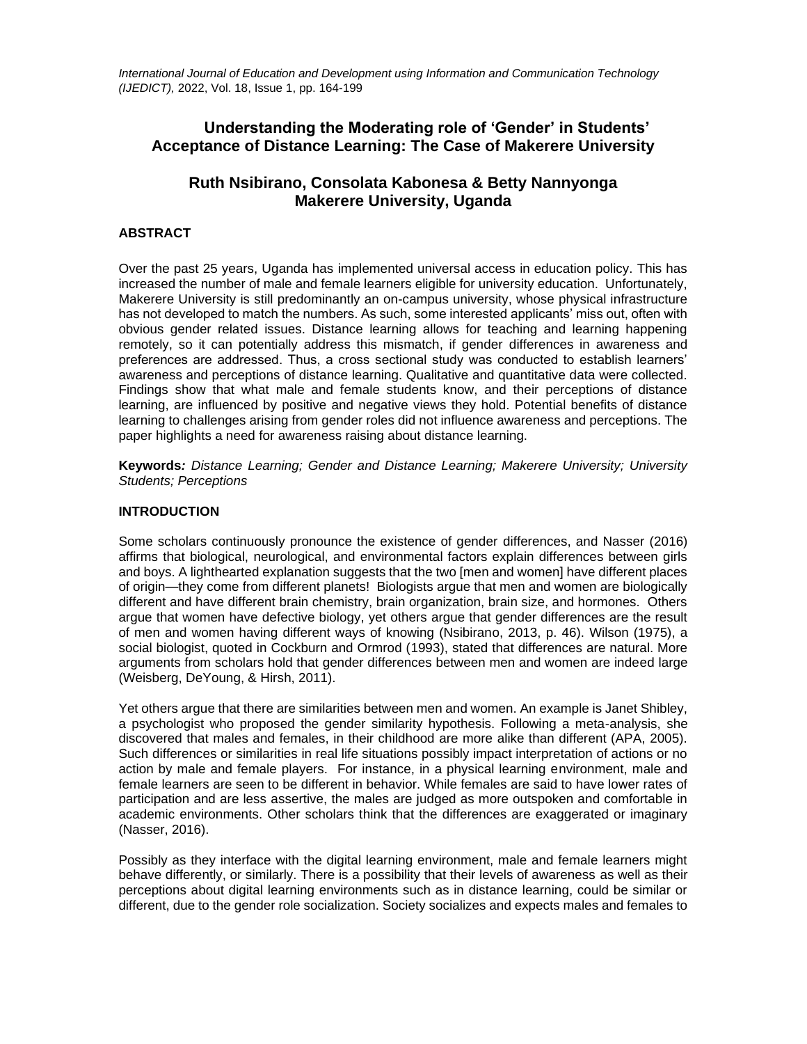# Understanding the Moderating role of 'Gender' in Students' Acceptance of Distance Learning: The Case of Makerere University

**Ruth Nsibirano, Consolata Kabonesa & Betty Nannyonga**
**Makerere University, Uganda**

## ABSTRACT

Over the past 25 years, Uganda has implemented universal access in education policy. This has increased the number of male and female learners eligible for university education. Unfortunately, Makerere University is still predominantly an on-campus university, whose physical infrastructure has not developed to match the numbers. As such, some interested applicants' miss out, often with obvious gender related issues. Distance learning allows for teaching and learning happening remotely, so it can potentially address this mismatch, if gender differences in awareness and preferences are addressed. Thus, a cross sectional study was conducted to establish learners' awareness and perceptions of distance learning. Qualitative and quantitative data were collected. Findings show that what male and female students know, and their perceptions of distance learning, are influenced by positive and negative views they hold. Potential benefits of distance learning to challenges arising from gender roles did not influence awareness and perceptions. The paper highlights a need for awareness raising about distance learning.

**Keywords***: Distance Learning; Gender and Distance Learning; Makerere University; University Students; Perceptions*

## INTRODUCTION

Some scholars continuously pronounce the existence of gender differences, and Nasser (2016) affirms that biological, neurological, and environmental factors explain differences between girls and boys. A lighthearted explanation suggests that the two [men and women] have different places of origin—they come from different planets! Biologists argue that men and women are biologically different and have different brain chemistry, brain organization, brain size, and hormones. Others argue that women have defective biology, yet others argue that gender differences are the result of men and women having different ways of knowing (Nsibirano, 2013, p. 46). Wilson (1975), a social biologist, quoted in Cockburn and Ormrod (1993), stated that differences are natural. More arguments from scholars hold that gender differences between men and women are indeed large (Weisberg, DeYoung, & Hirsh, 2011).

Yet others argue that there are similarities between men and women. An example is Janet Shibley, a psychologist who proposed the gender similarity hypothesis. Following a meta-analysis, she discovered that males and females, in their childhood are more alike than different (APA, 2005). Such differences or similarities in real life situations possibly impact interpretation of actions or no action by male and female players. For instance, in a physical learning environment, male and female learners are seen to be different in behavior. While females are said to have lower rates of participation and are less assertive, the males are judged as more outspoken and comfortable in academic environments. Other scholars think that the differences are exaggerated or imaginary (Nasser, 2016).

Possibly as they interface with the digital learning environment, male and female learners might behave differently, or similarly. There is a possibility that their levels of awareness as well as their perceptions about digital learning environments such as in distance learning, could be similar or different, due to the gender role socialization. Society socializes and expects males and females to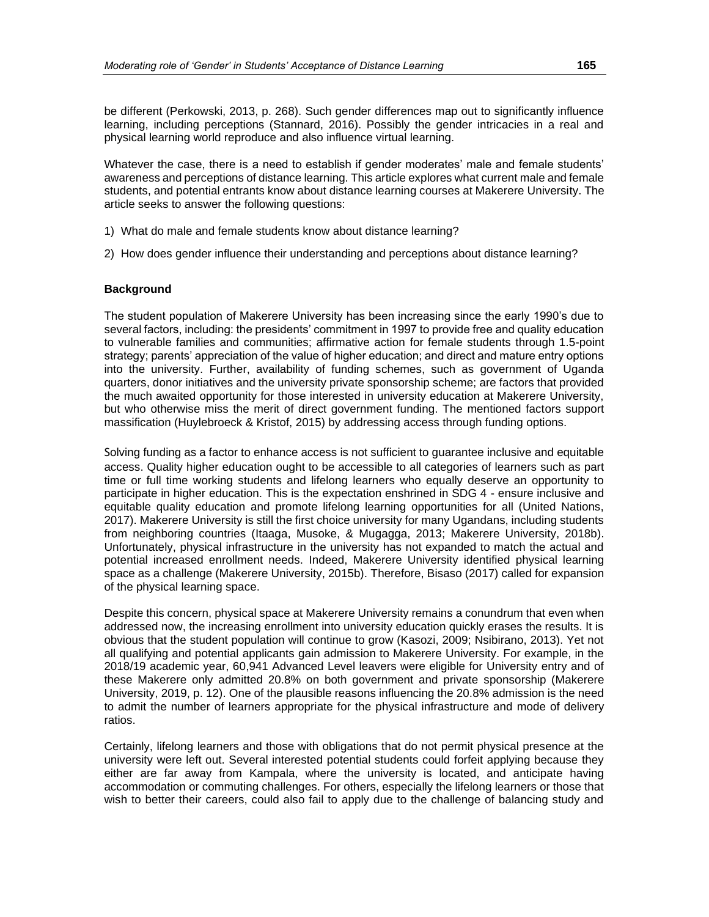be different (Perkowski, 2013, p. 268). Such gender differences map out to significantly influence learning, including perceptions (Stannard, 2016). Possibly the gender intricacies in a real and physical learning world reproduce and also influence virtual learning.

Whatever the case, there is a need to establish if gender moderates' male and female students' awareness and perceptions of distance learning. This article explores what current male and female students, and potential entrants know about distance learning courses at Makerere University. The article seeks to answer the following questions:

1) What do male and female students know about distance learning?

2) How does gender influence their understanding and perceptions about distance learning?

### Background

The student population of Makerere University has been increasing since the early 1990's due to several factors, including: the presidents' commitment in 1997 to provide free and quality education to vulnerable families and communities; affirmative action for female students through 1.5-point strategy; parents' appreciation of the value of higher education; and direct and mature entry options into the university. Further, availability of funding schemes, such as government of Uganda quarters, donor initiatives and the university private sponsorship scheme; are factors that provided the much awaited opportunity for those interested in university education at Makerere University, but who otherwise miss the merit of direct government funding. The mentioned factors support massification (Huylebroeck & Kristof, 2015) by addressing access through funding options.

Solving funding as a factor to enhance access is not sufficient to guarantee inclusive and equitable access. Quality higher education ought to be accessible to all categories of learners such as part time or full time working students and lifelong learners who equally deserve an opportunity to participate in higher education. This is the expectation enshrined in SDG 4 - ensure inclusive and equitable quality education and promote lifelong learning opportunities for all (United Nations, 2017). Makerere University is still the first choice university for many Ugandans, including students from neighboring countries (Itaaga, Musoke, & Mugagga, 2013; Makerere University, 2018b). Unfortunately, physical infrastructure in the university has not expanded to match the actual and potential increased enrollment needs. Indeed, Makerere University identified physical learning space as a challenge (Makerere University, 2015b). Therefore, Bisaso (2017) called for expansion of the physical learning space.

Despite this concern, physical space at Makerere University remains a conundrum that even when addressed now, the increasing enrollment into university education quickly erases the results. It is obvious that the student population will continue to grow (Kasozi, 2009; Nsibirano, 2013). Yet not all qualifying and potential applicants gain admission to Makerere University. For example, in the 2018/19 academic year, 60,941 Advanced Level leavers were eligible for University entry and of these Makerere only admitted 20.8% on both government and private sponsorship (Makerere University, 2019, p. 12). One of the plausible reasons influencing the 20.8% admission is the need to admit the number of learners appropriate for the physical infrastructure and mode of delivery ratios.

Certainly, lifelong learners and those with obligations that do not permit physical presence at the university were left out. Several interested potential students could forfeit applying because they either are far away from Kampala, where the university is located, and anticipate having accommodation or commuting challenges. For others, especially the lifelong learners or those that wish to better their careers, could also fail to apply due to the challenge of balancing study and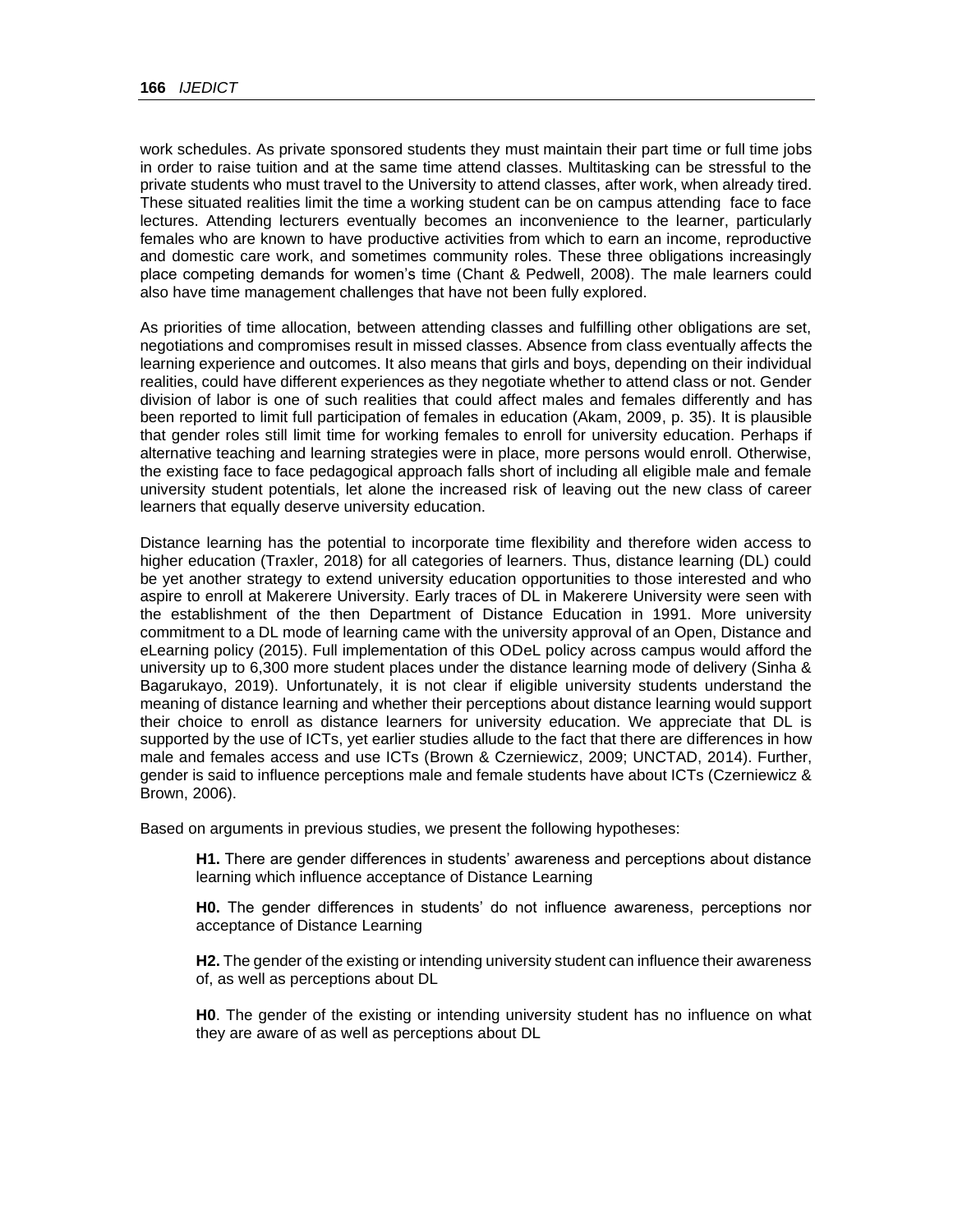work schedules. As private sponsored students they must maintain their part time or full time jobs in order to raise tuition and at the same time attend classes. Multitasking can be stressful to the private students who must travel to the University to attend classes, after work, when already tired. These situated realities limit the time a working student can be on campus attending face to face lectures. Attending lecturers eventually becomes an inconvenience to the learner, particularly females who are known to have productive activities from which to earn an income, reproductive and domestic care work, and sometimes community roles. These three obligations increasingly place competing demands for women's time (Chant & Pedwell, 2008). The male learners could also have time management challenges that have not been fully explored.

As priorities of time allocation, between attending classes and fulfilling other obligations are set, negotiations and compromises result in missed classes. Absence from class eventually affects the learning experience and outcomes. It also means that girls and boys, depending on their individual realities, could have different experiences as they negotiate whether to attend class or not. Gender division of labor is one of such realities that could affect males and females differently and has been reported to limit full participation of females in education (Akam, 2009, p. 35). It is plausible that gender roles still limit time for working females to enroll for university education. Perhaps if alternative teaching and learning strategies were in place, more persons would enroll. Otherwise, the existing face to face pedagogical approach falls short of including all eligible male and female university student potentials, let alone the increased risk of leaving out the new class of career learners that equally deserve university education.

Distance learning has the potential to incorporate time flexibility and therefore widen access to higher education (Traxler, 2018) for all categories of learners. Thus, distance learning (DL) could be yet another strategy to extend university education opportunities to those interested and who aspire to enroll at Makerere University. Early traces of DL in Makerere University were seen with the establishment of the then Department of Distance Education in 1991. More university commitment to a DL mode of learning came with the university approval of an Open, Distance and eLearning policy (2015). Full implementation of this ODeL policy across campus would afford the university up to 6,300 more student places under the distance learning mode of delivery (Sinha & Bagarukayo, 2019). Unfortunately, it is not clear if eligible university students understand the meaning of distance learning and whether their perceptions about distance learning would support their choice to enroll as distance learners for university education. We appreciate that DL is supported by the use of ICTs, yet earlier studies allude to the fact that there are differences in how male and females access and use ICTs (Brown & Czerniewicz, 2009; UNCTAD, 2014). Further, gender is said to influence perceptions male and female students have about ICTs (Czerniewicz & Brown, 2006).

Based on arguments in previous studies, we present the following hypotheses:

> **H1.** There are gender differences in students' awareness and perceptions about distance learning which influence acceptance of Distance Learning
>
> **H0.** The gender differences in students' do not influence awareness, perceptions nor acceptance of Distance Learning
>
> **H2.** The gender of the existing or intending university student can influence their awareness of, as well as perceptions about DL
>
> **H0**. The gender of the existing or intending university student has no influence on what they are aware of as well as perceptions about DL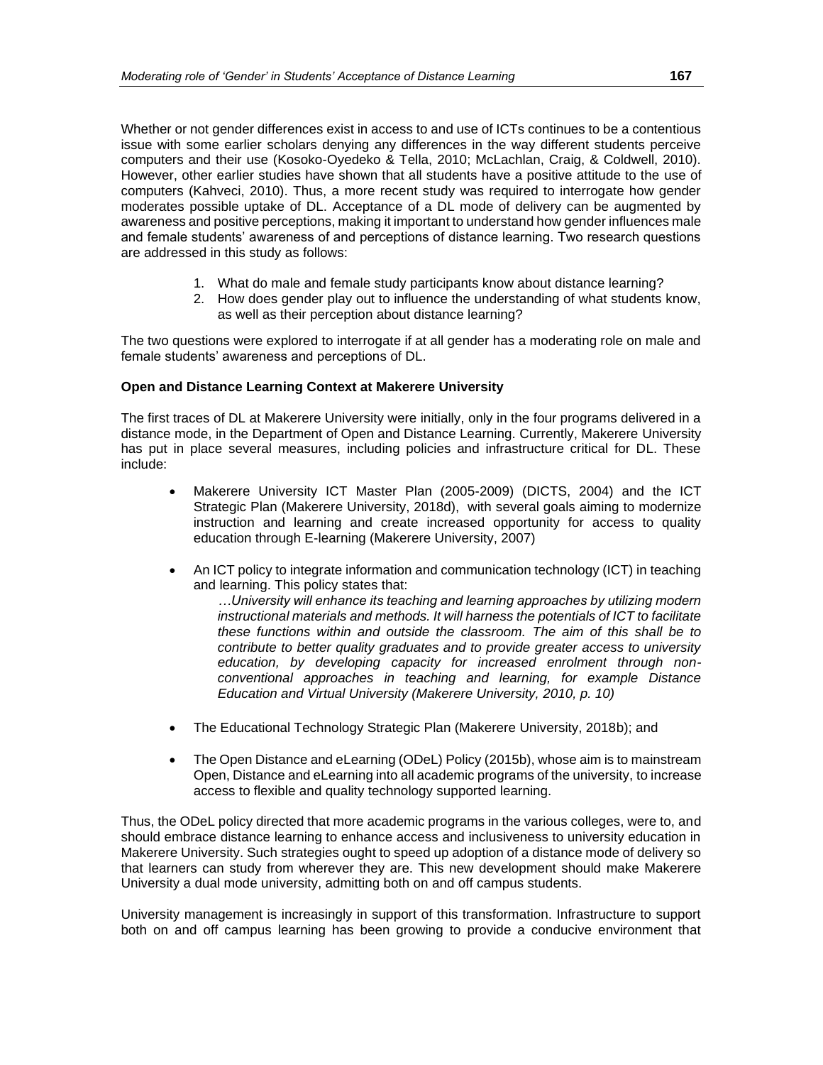Whether or not gender differences exist in access to and use of ICTs continues to be a contentious issue with some earlier scholars denying any differences in the way different students perceive computers and their use (Kosoko-Oyedeko & Tella, 2010; McLachlan, Craig, & Coldwell, 2010). However, other earlier studies have shown that all students have a positive attitude to the use of computers (Kahveci, 2010). Thus, a more recent study was required to interrogate how gender moderates possible uptake of DL. Acceptance of a DL mode of delivery can be augmented by awareness and positive perceptions, making it important to understand how gender influences male and female students' awareness of and perceptions of distance learning. Two research questions are addressed in this study as follows:

1. What do male and female study participants know about distance learning?
2. How does gender play out to influence the understanding of what students know, as well as their perception about distance learning?

The two questions were explored to interrogate if at all gender has a moderating role on male and female students' awareness and perceptions of DL.

**Open and Distance Learning Context at Makerere University**

The first traces of DL at Makerere University were initially, only in the four programs delivered in a distance mode, in the Department of Open and Distance Learning. Currently, Makerere University has put in place several measures, including policies and infrastructure critical for DL. These include:

- Makerere University ICT Master Plan (2005-2009) (DICTS, 2004) and the ICT Strategic Plan (Makerere University, 2018d), with several goals aiming to modernize instruction and learning and create increased opportunity for access to quality education through E-learning (Makerere University, 2007)

- An ICT policy to integrate information and communication technology (ICT) in teaching and learning. This policy states that:

  *…University will enhance its teaching and learning approaches by utilizing modern instructional materials and methods. It will harness the potentials of ICT to facilitate these functions within and outside the classroom. The aim of this shall be to contribute to better quality graduates and to provide greater access to university education, by developing capacity for increased enrolment through non-conventional approaches in teaching and learning, for example Distance Education and Virtual University (Makerere University, 2010, p. 10)*

- The Educational Technology Strategic Plan (Makerere University, 2018b); and

- The Open Distance and eLearning (ODeL) Policy (2015b), whose aim is to mainstream Open, Distance and eLearning into all academic programs of the university, to increase access to flexible and quality technology supported learning.

Thus, the ODeL policy directed that more academic programs in the various colleges, were to, and should embrace distance learning to enhance access and inclusiveness to university education in Makerere University. Such strategies ought to speed up adoption of a distance mode of delivery so that learners can study from wherever they are. This new development should make Makerere University a dual mode university, admitting both on and off campus students.

University management is increasingly in support of this transformation. Infrastructure to support both on and off campus learning has been growing to provide a conducive environment that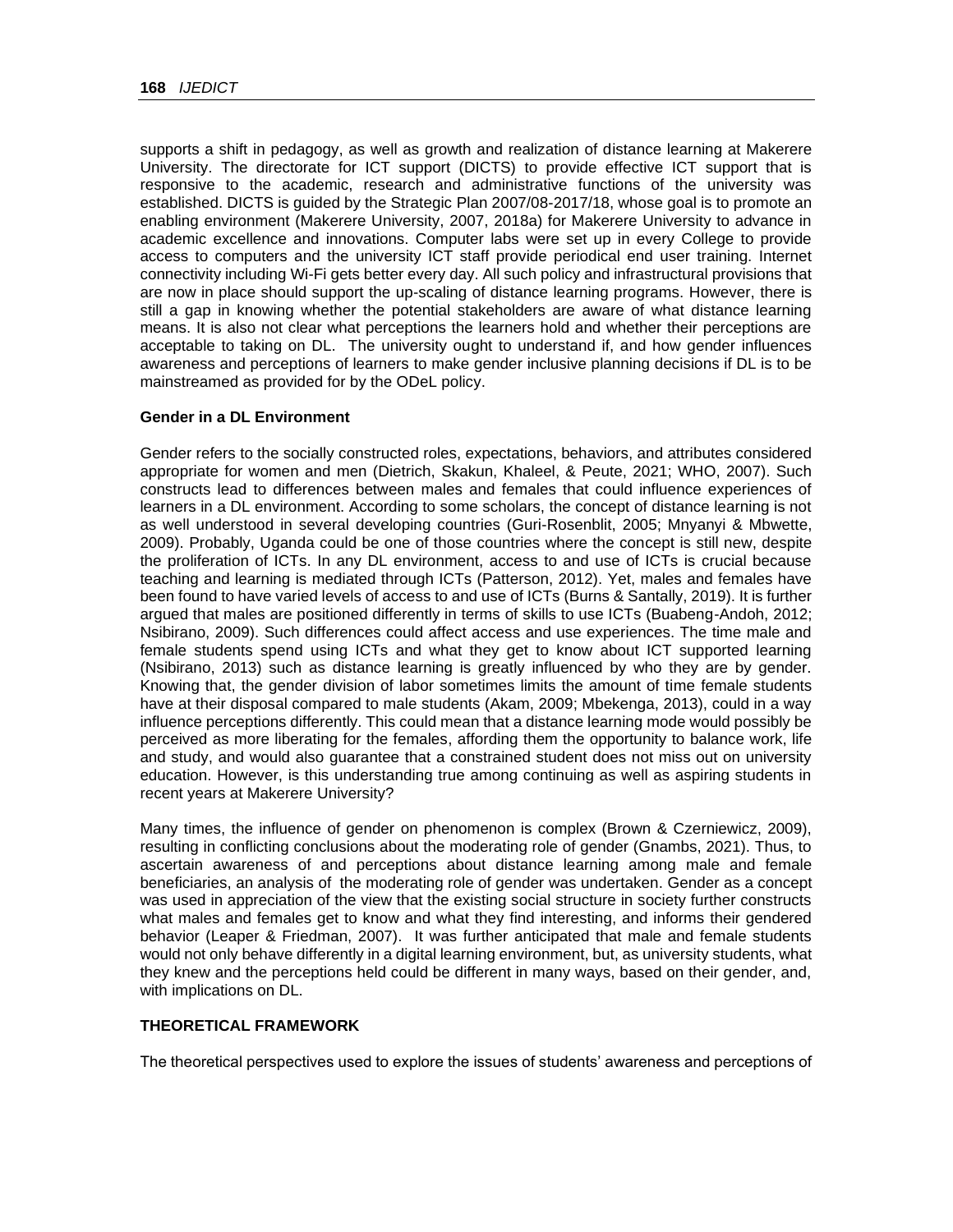supports a shift in pedagogy, as well as growth and realization of distance learning at Makerere University. The directorate for ICT support (DICTS) to provide effective ICT support that is responsive to the academic, research and administrative functions of the university was established. DICTS is guided by the Strategic Plan 2007/08-2017/18, whose goal is to promote an enabling environment (Makerere University, 2007, 2018a) for Makerere University to advance in academic excellence and innovations. Computer labs were set up in every College to provide access to computers and the university ICT staff provide periodical end user training. Internet connectivity including Wi-Fi gets better every day. All such policy and infrastructural provisions that are now in place should support the up-scaling of distance learning programs. However, there is still a gap in knowing whether the potential stakeholders are aware of what distance learning means. It is also not clear what perceptions the learners hold and whether their perceptions are acceptable to taking on DL. The university ought to understand if, and how gender influences awareness and perceptions of learners to make gender inclusive planning decisions if DL is to be mainstreamed as provided for by the ODeL policy.

### Gender in a DL Environment

Gender refers to the socially constructed roles, expectations, behaviors, and attributes considered appropriate for women and men (Dietrich, Skakun, Khaleel, & Peute, 2021; WHO, 2007). Such constructs lead to differences between males and females that could influence experiences of learners in a DL environment. According to some scholars, the concept of distance learning is not as well understood in several developing countries (Guri-Rosenblit, 2005; Mnyanyi & Mbwette, 2009). Probably, Uganda could be one of those countries where the concept is still new, despite the proliferation of ICTs. In any DL environment, access to and use of ICTs is crucial because teaching and learning is mediated through ICTs (Patterson, 2012). Yet, males and females have been found to have varied levels of access to and use of ICTs (Burns & Santally, 2019). It is further argued that males are positioned differently in terms of skills to use ICTs (Buabeng-Andoh, 2012; Nsibirano, 2009). Such differences could affect access and use experiences. The time male and female students spend using ICTs and what they get to know about ICT supported learning (Nsibirano, 2013) such as distance learning is greatly influenced by who they are by gender. Knowing that, the gender division of labor sometimes limits the amount of time female students have at their disposal compared to male students (Akam, 2009; Mbekenga, 2013), could in a way influence perceptions differently. This could mean that a distance learning mode would possibly be perceived as more liberating for the females, affording them the opportunity to balance work, life and study, and would also guarantee that a constrained student does not miss out on university education. However, is this understanding true among continuing as well as aspiring students in recent years at Makerere University?

Many times, the influence of gender on phenomenon is complex (Brown & Czerniewicz, 2009), resulting in conflicting conclusions about the moderating role of gender (Gnambs, 2021). Thus, to ascertain awareness of and perceptions about distance learning among male and female beneficiaries, an analysis of the moderating role of gender was undertaken. Gender as a concept was used in appreciation of the view that the existing social structure in society further constructs what males and females get to know and what they find interesting, and informs their gendered behavior (Leaper & Friedman, 2007). It was further anticipated that male and female students would not only behave differently in a digital learning environment, but, as university students, what they knew and the perceptions held could be different in many ways, based on their gender, and, with implications on DL.

## THEORETICAL FRAMEWORK

The theoretical perspectives used to explore the issues of students' awareness and perceptions of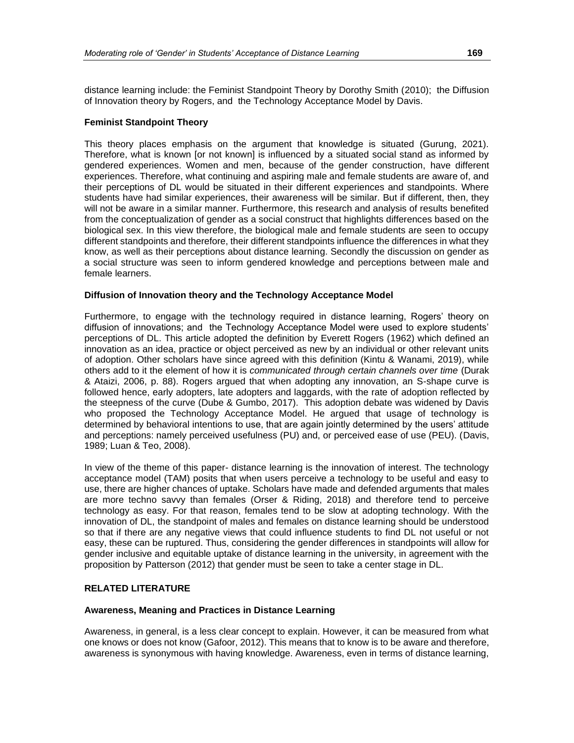distance learning include: the Feminist Standpoint Theory by Dorothy Smith (2010); the Diffusion of Innovation theory by Rogers, and the Technology Acceptance Model by Davis.

### Feminist Standpoint Theory

This theory places emphasis on the argument that knowledge is situated (Gurung, 2021). Therefore, what is known [or not known] is influenced by a situated social stand as informed by gendered experiences. Women and men, because of the gender construction, have different experiences. Therefore, what continuing and aspiring male and female students are aware of, and their perceptions of DL would be situated in their different experiences and standpoints. Where students have had similar experiences, their awareness will be similar. But if different, then, they will not be aware in a similar manner. Furthermore, this research and analysis of results benefited from the conceptualization of gender as a social construct that highlights differences based on the biological sex. In this view therefore, the biological male and female students are seen to occupy different standpoints and therefore, their different standpoints influence the differences in what they know, as well as their perceptions about distance learning. Secondly the discussion on gender as a social structure was seen to inform gendered knowledge and perceptions between male and female learners.

### Diffusion of Innovation theory and the Technology Acceptance Model

Furthermore, to engage with the technology required in distance learning, Rogers' theory on diffusion of innovations; and the Technology Acceptance Model were used to explore students' perceptions of DL. This article adopted the definition by Everett Rogers (1962) which defined an innovation as an idea, practice or object perceived as new by an individual or other relevant units of adoption. Other scholars have since agreed with this definition (Kintu & Wanami, 2019), while others add to it the element of how it is *communicated through certain channels over time* (Durak & Ataizi, 2006, p. 88). Rogers argued that when adopting any innovation, an S-shape curve is followed hence, early adopters, late adopters and laggards, with the rate of adoption reflected by the steepness of the curve (Dube & Gumbo, 2017). This adoption debate was widened by Davis who proposed the Technology Acceptance Model. He argued that usage of technology is determined by behavioral intentions to use, that are again jointly determined by the users' attitude and perceptions: namely perceived usefulness (PU) and, or perceived ease of use (PEU). (Davis, 1989; Luan & Teo, 2008).

In view of the theme of this paper- distance learning is the innovation of interest. The technology acceptance model (TAM) posits that when users perceive a technology to be useful and easy to use, there are higher chances of uptake. Scholars have made and defended arguments that males are more techno savvy than females (Orser & Riding, 2018) and therefore tend to perceive technology as easy. For that reason, females tend to be slow at adopting technology. With the innovation of DL, the standpoint of males and females on distance learning should be understood so that if there are any negative views that could influence students to find DL not useful or not easy, these can be ruptured. Thus, considering the gender differences in standpoints will allow for gender inclusive and equitable uptake of distance learning in the university, in agreement with the proposition by Patterson (2012) that gender must be seen to take a center stage in DL.

## RELATED LITERATURE

### Awareness, Meaning and Practices in Distance Learning

Awareness, in general, is a less clear concept to explain. However, it can be measured from what one knows or does not know (Gafoor, 2012). This means that to know is to be aware and therefore, awareness is synonymous with having knowledge. Awareness, even in terms of distance learning,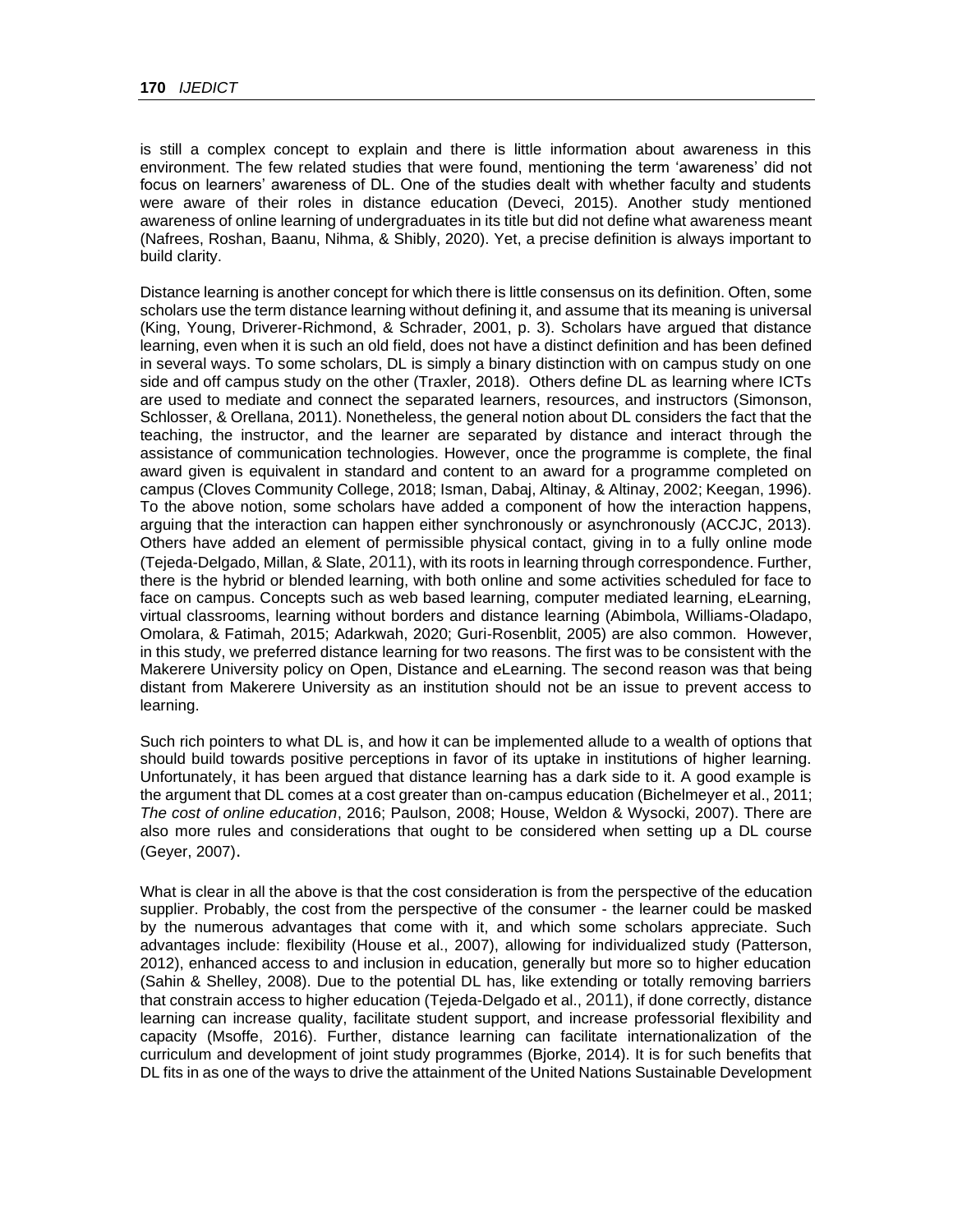is still a complex concept to explain and there is little information about awareness in this environment. The few related studies that were found, mentioning the term 'awareness' did not focus on learners' awareness of DL. One of the studies dealt with whether faculty and students were aware of their roles in distance education (Deveci, 2015). Another study mentioned awareness of online learning of undergraduates in its title but did not define what awareness meant (Nafrees, Roshan, Baanu, Nihma, & Shibly, 2020). Yet, a precise definition is always important to build clarity.

Distance learning is another concept for which there is little consensus on its definition. Often, some scholars use the term distance learning without defining it, and assume that its meaning is universal (King, Young, Driverer-Richmond, & Schrader, 2001, p. 3). Scholars have argued that distance learning, even when it is such an old field, does not have a distinct definition and has been defined in several ways. To some scholars, DL is simply a binary distinction with on campus study on one side and off campus study on the other (Traxler, 2018). Others define DL as learning where ICTs are used to mediate and connect the separated learners, resources, and instructors (Simonson, Schlosser, & Orellana, 2011). Nonetheless, the general notion about DL considers the fact that the teaching, the instructor, and the learner are separated by distance and interact through the assistance of communication technologies. However, once the programme is complete, the final award given is equivalent in standard and content to an award for a programme completed on campus (Cloves Community College, 2018; Isman, Dabaj, Altinay, & Altinay, 2002; Keegan, 1996). To the above notion, some scholars have added a component of how the interaction happens, arguing that the interaction can happen either synchronously or asynchronously (ACCJC, 2013). Others have added an element of permissible physical contact, giving in to a fully online mode (Tejeda-Delgado, Millan, & Slate, 2011), with its roots in learning through correspondence. Further, there is the hybrid or blended learning, with both online and some activities scheduled for face to face on campus. Concepts such as web based learning, computer mediated learning, eLearning, virtual classrooms, learning without borders and distance learning (Abimbola, Williams-Oladapo, Omolara, & Fatimah, 2015; Adarkwah, 2020; Guri-Rosenblit, 2005) are also common. However, in this study, we preferred distance learning for two reasons. The first was to be consistent with the Makerere University policy on Open, Distance and eLearning. The second reason was that being distant from Makerere University as an institution should not be an issue to prevent access to learning.

Such rich pointers to what DL is, and how it can be implemented allude to a wealth of options that should build towards positive perceptions in favor of its uptake in institutions of higher learning. Unfortunately, it has been argued that distance learning has a dark side to it. A good example is the argument that DL comes at a cost greater than on-campus education (Bichelmeyer et al., 2011; *The cost of online education*, 2016; Paulson, 2008; House, Weldon & Wysocki, 2007). There are also more rules and considerations that ought to be considered when setting up a DL course (Geyer, 2007).

What is clear in all the above is that the cost consideration is from the perspective of the education supplier. Probably, the cost from the perspective of the consumer - the learner could be masked by the numerous advantages that come with it, and which some scholars appreciate. Such advantages include: flexibility (House et al., 2007), allowing for individualized study (Patterson, 2012), enhanced access to and inclusion in education, generally but more so to higher education (Sahin & Shelley, 2008). Due to the potential DL has, like extending or totally removing barriers that constrain access to higher education (Tejeda-Delgado et al., 2011), if done correctly, distance learning can increase quality, facilitate student support, and increase professorial flexibility and capacity (Msoffe, 2016). Further, distance learning can facilitate internationalization of the curriculum and development of joint study programmes (Bjorke, 2014). It is for such benefits that DL fits in as one of the ways to drive the attainment of the United Nations Sustainable Development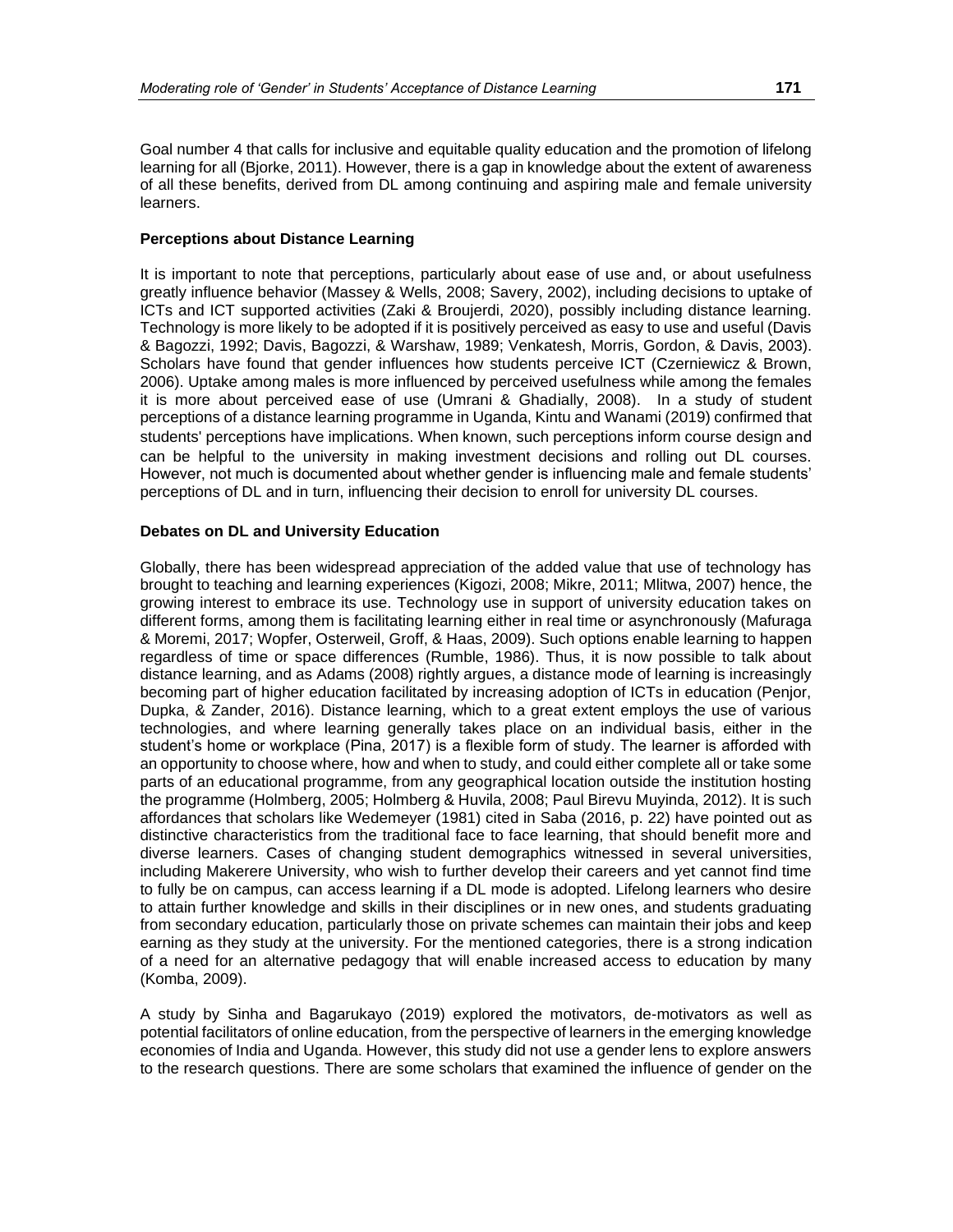Goal number 4 that calls for inclusive and equitable quality education and the promotion of lifelong learning for all (Bjorke, 2011). However, there is a gap in knowledge about the extent of awareness of all these benefits, derived from DL among continuing and aspiring male and female university learners.

### Perceptions about Distance Learning

It is important to note that perceptions, particularly about ease of use and, or about usefulness greatly influence behavior (Massey & Wells, 2008; Savery, 2002), including decisions to uptake of ICTs and ICT supported activities (Zaki & Broujerdi, 2020), possibly including distance learning. Technology is more likely to be adopted if it is positively perceived as easy to use and useful (Davis & Bagozzi, 1992; Davis, Bagozzi, & Warshaw, 1989; Venkatesh, Morris, Gordon, & Davis, 2003). Scholars have found that gender influences how students perceive ICT (Czerniewicz & Brown, 2006). Uptake among males is more influenced by perceived usefulness while among the females it is more about perceived ease of use (Umrani & Ghadially, 2008). In a study of student perceptions of a distance learning programme in Uganda, Kintu and Wanami (2019) confirmed that students' perceptions have implications. When known, such perceptions inform course design and can be helpful to the university in making investment decisions and rolling out DL courses. However, not much is documented about whether gender is influencing male and female students' perceptions of DL and in turn, influencing their decision to enroll for university DL courses.

### Debates on DL and University Education

Globally, there has been widespread appreciation of the added value that use of technology has brought to teaching and learning experiences (Kigozi, 2008; Mikre, 2011; Mlitwa, 2007) hence, the growing interest to embrace its use. Technology use in support of university education takes on different forms, among them is facilitating learning either in real time or asynchronously (Mafuraga & Moremi, 2017; Wopfer, Osterweil, Groff, & Haas, 2009). Such options enable learning to happen regardless of time or space differences (Rumble, 1986). Thus, it is now possible to talk about distance learning, and as Adams (2008) rightly argues, a distance mode of learning is increasingly becoming part of higher education facilitated by increasing adoption of ICTs in education (Penjor, Dupka, & Zander, 2016). Distance learning, which to a great extent employs the use of various technologies, and where learning generally takes place on an individual basis, either in the student's home or workplace (Pina, 2017) is a flexible form of study. The learner is afforded with an opportunity to choose where, how and when to study, and could either complete all or take some parts of an educational programme, from any geographical location outside the institution hosting the programme (Holmberg, 2005; Holmberg & Huvila, 2008; Paul Birevu Muyinda, 2012). It is such affordances that scholars like Wedemeyer (1981) cited in Saba (2016, p. 22) have pointed out as distinctive characteristics from the traditional face to face learning, that should benefit more and diverse learners. Cases of changing student demographics witnessed in several universities, including Makerere University, who wish to further develop their careers and yet cannot find time to fully be on campus, can access learning if a DL mode is adopted. Lifelong learners who desire to attain further knowledge and skills in their disciplines or in new ones, and students graduating from secondary education, particularly those on private schemes can maintain their jobs and keep earning as they study at the university. For the mentioned categories, there is a strong indication of a need for an alternative pedagogy that will enable increased access to education by many (Komba, 2009).

A study by Sinha and Bagarukayo (2019) explored the motivators, de-motivators as well as potential facilitators of online education, from the perspective of learners in the emerging knowledge economies of India and Uganda. However, this study did not use a gender lens to explore answers to the research questions. There are some scholars that examined the influence of gender on the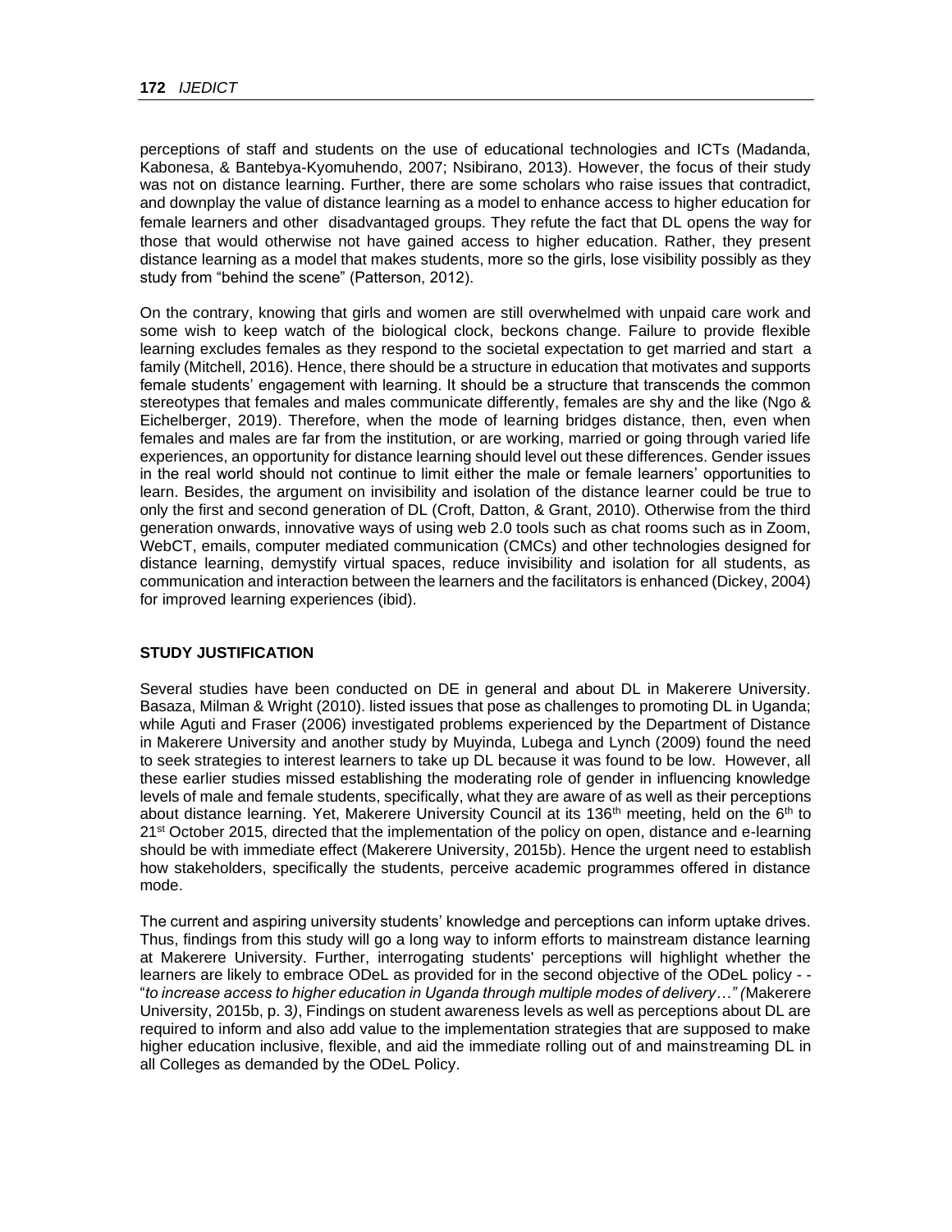perceptions of staff and students on the use of educational technologies and ICTs (Madanda, Kabonesa, & Bantebya-Kyomuhendo, 2007; Nsibirano, 2013). However, the focus of their study was not on distance learning. Further, there are some scholars who raise issues that contradict, and downplay the value of distance learning as a model to enhance access to higher education for female learners and other disadvantaged groups. They refute the fact that DL opens the way for those that would otherwise not have gained access to higher education. Rather, they present distance learning as a model that makes students, more so the girls, lose visibility possibly as they study from "behind the scene" (Patterson, 2012).

On the contrary, knowing that girls and women are still overwhelmed with unpaid care work and some wish to keep watch of the biological clock, beckons change. Failure to provide flexible learning excludes females as they respond to the societal expectation to get married and start a family (Mitchell, 2016). Hence, there should be a structure in education that motivates and supports female students' engagement with learning. It should be a structure that transcends the common stereotypes that females and males communicate differently, females are shy and the like (Ngo & Eichelberger, 2019). Therefore, when the mode of learning bridges distance, then, even when females and males are far from the institution, or are working, married or going through varied life experiences, an opportunity for distance learning should level out these differences. Gender issues in the real world should not continue to limit either the male or female learners' opportunities to learn. Besides, the argument on invisibility and isolation of the distance learner could be true to only the first and second generation of DL (Croft, Datton, & Grant, 2010). Otherwise from the third generation onwards, innovative ways of using web 2.0 tools such as chat rooms such as in Zoom, WebCT, emails, computer mediated communication (CMCs) and other technologies designed for distance learning, demystify virtual spaces, reduce invisibility and isolation for all students, as communication and interaction between the learners and the facilitators is enhanced (Dickey, 2004) for improved learning experiences (ibid).

## STUDY JUSTIFICATION

Several studies have been conducted on DE in general and about DL in Makerere University. Basaza, Milman & Wright (2010). listed issues that pose as challenges to promoting DL in Uganda; while Aguti and Fraser (2006) investigated problems experienced by the Department of Distance in Makerere University and another study by Muyinda, Lubega and Lynch (2009) found the need to seek strategies to interest learners to take up DL because it was found to be low. However, all these earlier studies missed establishing the moderating role of gender in influencing knowledge levels of male and female students, specifically, what they are aware of as well as their perceptions about distance learning. Yet, Makerere University Council at its 136th meeting, held on the 6th to 21st October 2015, directed that the implementation of the policy on open, distance and e-learning should be with immediate effect (Makerere University, 2015b). Hence the urgent need to establish how stakeholders, specifically the students, perceive academic programmes offered in distance mode.

The current and aspiring university students' knowledge and perceptions can inform uptake drives. Thus, findings from this study will go a long way to inform efforts to mainstream distance learning at Makerere University. Further, interrogating students' perceptions will highlight whether the learners are likely to embrace ODeL as provided for in the second objective of the ODeL policy - - "*to increase access to higher education in Uganda through multiple modes of delivery…" (*Makerere University, 2015b, p. 3*)*, Findings on student awareness levels as well as perceptions about DL are required to inform and also add value to the implementation strategies that are supposed to make higher education inclusive, flexible, and aid the immediate rolling out of and mainstreaming DL in all Colleges as demanded by the ODeL Policy.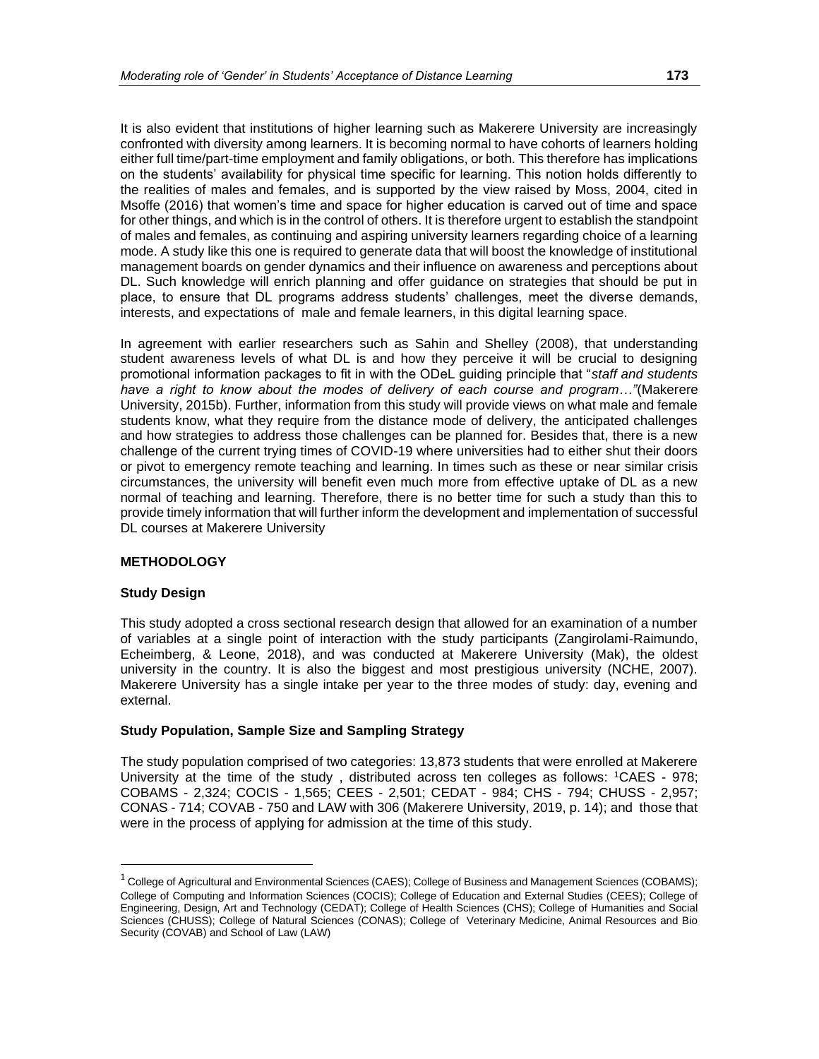It is also evident that institutions of higher learning such as Makerere University are increasingly confronted with diversity among learners. It is becoming normal to have cohorts of learners holding either full time/part-time employment and family obligations, or both. This therefore has implications on the students' availability for physical time specific for learning. This notion holds differently to the realities of males and females, and is supported by the view raised by Moss, 2004, cited in Msoffe (2016) that women's time and space for higher education is carved out of time and space for other things, and which is in the control of others. It is therefore urgent to establish the standpoint of males and females, as continuing and aspiring university learners regarding choice of a learning mode. A study like this one is required to generate data that will boost the knowledge of institutional management boards on gender dynamics and their influence on awareness and perceptions about DL. Such knowledge will enrich planning and offer guidance on strategies that should be put in place, to ensure that DL programs address students' challenges, meet the diverse demands, interests, and expectations of male and female learners, in this digital learning space.

In agreement with earlier researchers such as Sahin and Shelley (2008), that understanding student awareness levels of what DL is and how they perceive it will be crucial to designing promotional information packages to fit in with the ODeL guiding principle that "*staff and students have a right to know about the modes of delivery of each course and program…*"(Makerere University, 2015b). Further, information from this study will provide views on what male and female students know, what they require from the distance mode of delivery, the anticipated challenges and how strategies to address those challenges can be planned for. Besides that, there is a new challenge of the current trying times of COVID-19 where universities had to either shut their doors or pivot to emergency remote teaching and learning. In times such as these or near similar crisis circumstances, the university will benefit even much more from effective uptake of DL as a new normal of teaching and learning. Therefore, there is no better time for such a study than this to provide timely information that will further inform the development and implementation of successful DL courses at Makerere University

## METHODOLOGY

### Study Design

This study adopted a cross sectional research design that allowed for an examination of a number of variables at a single point of interaction with the study participants (Zangirolami-Raimundo, Echeimberg, & Leone, 2018), and was conducted at Makerere University (Mak), the oldest university in the country. It is also the biggest and most prestigious university (NCHE, 2007). Makerere University has a single intake per year to the three modes of study: day, evening and external.

### Study Population, Sample Size and Sampling Strategy

The study population comprised of two categories: 13,873 students that were enrolled at Makerere University at the time of the study , distributed across ten colleges as follows: [1]CAES - 978; COBAMS - 2,324; COCIS - 1,565; CEES - 2,501; CEDAT - 984; CHS - 794; CHUSS - 2,957; CONAS - 714; COVAB - 750 and LAW with 306 (Makerere University, 2019, p. 14); and those that were in the process of applying for admission at the time of this study.

[1] College of Agricultural and Environmental Sciences (CAES); College of Business and Management Sciences (COBAMS); College of Computing and Information Sciences (COCIS); College of Education and External Studies (CEES); College of Engineering, Design, Art and Technology (CEDAT); College of Health Sciences (CHS); College of Humanities and Social Sciences (CHUSS); College of Natural Sciences (CONAS); College of Veterinary Medicine, Animal Resources and Bio Security (COVAB) and School of Law (LAW)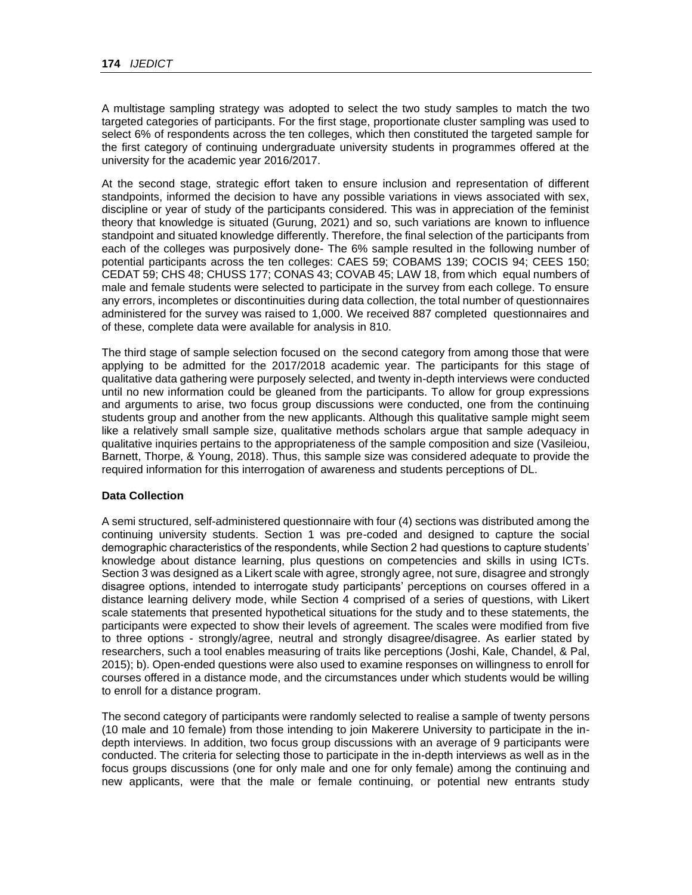A multistage sampling strategy was adopted to select the two study samples to match the two targeted categories of participants. For the first stage, proportionate cluster sampling was used to select 6% of respondents across the ten colleges, which then constituted the targeted sample for the first category of continuing undergraduate university students in programmes offered at the university for the academic year 2016/2017.

At the second stage, strategic effort taken to ensure inclusion and representation of different standpoints, informed the decision to have any possible variations in views associated with sex, discipline or year of study of the participants considered. This was in appreciation of the feminist theory that knowledge is situated (Gurung, 2021) and so, such variations are known to influence standpoint and situated knowledge differently. Therefore, the final selection of the participants from each of the colleges was purposively done- The 6% sample resulted in the following number of potential participants across the ten colleges: CAES 59; COBAMS 139; COCIS 94; CEES 150; CEDAT 59; CHS 48; CHUSS 177; CONAS 43; COVAB 45; LAW 18, from which equal numbers of male and female students were selected to participate in the survey from each college. To ensure any errors, incompletes or discontinuities during data collection, the total number of questionnaires administered for the survey was raised to 1,000. We received 887 completed questionnaires and of these, complete data were available for analysis in 810.

The third stage of sample selection focused on the second category from among those that were applying to be admitted for the 2017/2018 academic year. The participants for this stage of qualitative data gathering were purposely selected, and twenty in-depth interviews were conducted until no new information could be gleaned from the participants. To allow for group expressions and arguments to arise, two focus group discussions were conducted, one from the continuing students group and another from the new applicants. Although this qualitative sample might seem like a relatively small sample size, qualitative methods scholars argue that sample adequacy in qualitative inquiries pertains to the appropriateness of the sample composition and size (Vasileiou, Barnett, Thorpe, & Young, 2018). Thus, this sample size was considered adequate to provide the required information for this interrogation of awareness and students perceptions of DL.

**Data Collection**

A semi structured, self-administered questionnaire with four (4) sections was distributed among the continuing university students. Section 1 was pre-coded and designed to capture the social demographic characteristics of the respondents, while Section 2 had questions to capture students' knowledge about distance learning, plus questions on competencies and skills in using ICTs. Section 3 was designed as a Likert scale with agree, strongly agree, not sure, disagree and strongly disagree options, intended to interrogate study participants' perceptions on courses offered in a distance learning delivery mode, while Section 4 comprised of a series of questions, with Likert scale statements that presented hypothetical situations for the study and to these statements, the participants were expected to show their levels of agreement. The scales were modified from five to three options - strongly/agree, neutral and strongly disagree/disagree. As earlier stated by researchers, such a tool enables measuring of traits like perceptions (Joshi, Kale, Chandel, & Pal, 2015); b). Open-ended questions were also used to examine responses on willingness to enroll for courses offered in a distance mode, and the circumstances under which students would be willing to enroll for a distance program.

The second category of participants were randomly selected to realise a sample of twenty persons (10 male and 10 female) from those intending to join Makerere University to participate in the in-depth interviews. In addition, two focus group discussions with an average of 9 participants were conducted. The criteria for selecting those to participate in the in-depth interviews as well as in the focus groups discussions (one for only male and one for only female) among the continuing and new applicants, were that the male or female continuing, or potential new entrants study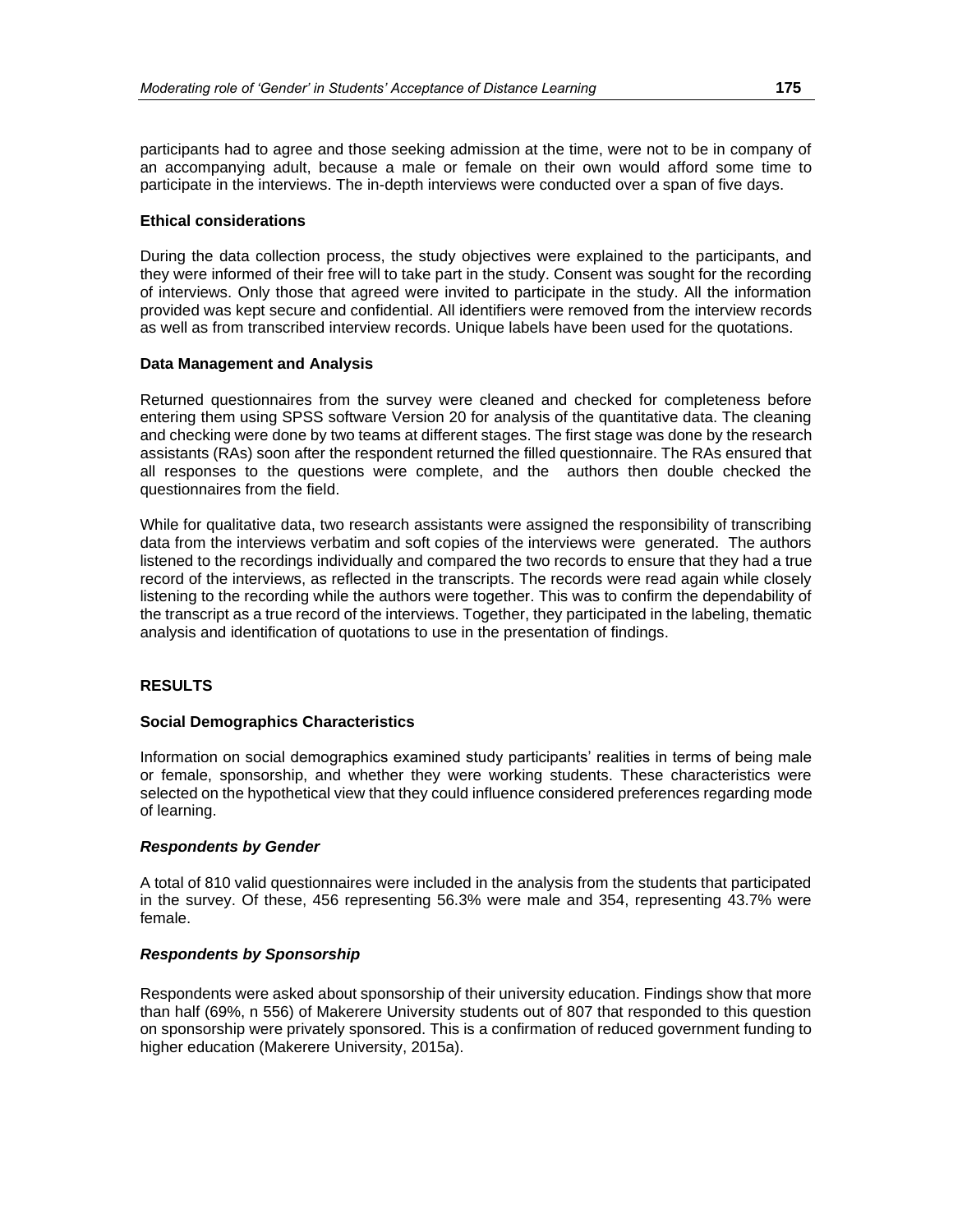participants had to agree and those seeking admission at the time, were not to be in company of an accompanying adult, because a male or female on their own would afford some time to participate in the interviews. The in-depth interviews were conducted over a span of five days.

### Ethical considerations

During the data collection process, the study objectives were explained to the participants, and they were informed of their free will to take part in the study. Consent was sought for the recording of interviews. Only those that agreed were invited to participate in the study. All the information provided was kept secure and confidential. All identifiers were removed from the interview records as well as from transcribed interview records. Unique labels have been used for the quotations.

### Data Management and Analysis

Returned questionnaires from the survey were cleaned and checked for completeness before entering them using SPSS software Version 20 for analysis of the quantitative data. The cleaning and checking were done by two teams at different stages. The first stage was done by the research assistants (RAs) soon after the respondent returned the filled questionnaire. The RAs ensured that all responses to the questions were complete, and the authors then double checked the questionnaires from the field.

While for qualitative data, two research assistants were assigned the responsibility of transcribing data from the interviews verbatim and soft copies of the interviews were generated. The authors listened to the recordings individually and compared the two records to ensure that they had a true record of the interviews, as reflected in the transcripts. The records were read again while closely listening to the recording while the authors were together. This was to confirm the dependability of the transcript as a true record of the interviews. Together, they participated in the labeling, thematic analysis and identification of quotations to use in the presentation of findings.

## RESULTS

### Social Demographics Characteristics

Information on social demographics examined study participants' realities in terms of being male or female, sponsorship, and whether they were working students. These characteristics were selected on the hypothetical view that they could influence considered preferences regarding mode of learning.

#### *Respondents by Gender*

A total of 810 valid questionnaires were included in the analysis from the students that participated in the survey. Of these, 456 representing 56.3% were male and 354, representing 43.7% were female.

#### *Respondents by Sponsorship*

Respondents were asked about sponsorship of their university education. Findings show that more than half (69%, n 556) of Makerere University students out of 807 that responded to this question on sponsorship were privately sponsored. This is a confirmation of reduced government funding to higher education (Makerere University, 2015a).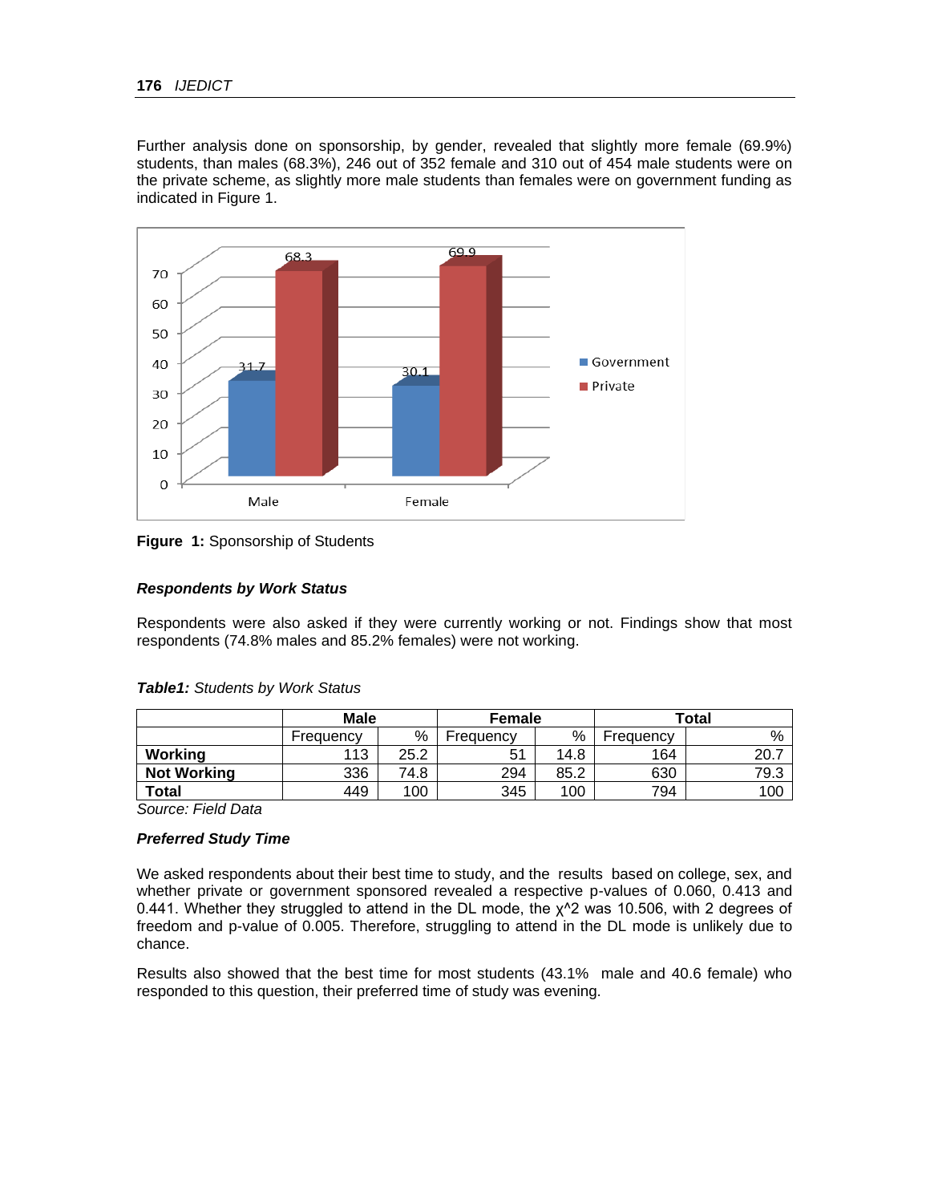Further analysis done on sponsorship, by gender, revealed that slightly more female (69.9%) students, than males (68.3%), 246 out of 352 female and 310 out of 454 male students were on the private scheme, as slightly more male students than females were on government funding as indicated in Figure 1.

**Figure 1:** Sponsorship of Students

### *Respondents by Work Status*

Respondents were also asked if they were currently working or not. Findings show that most respondents (74.8% males and 85.2% females) were not working.

***Table1:*** *Students by Work Status*

| | **Male** | | **Female** | | **Total** | |
|---|---|---|---|---|---|---|
| | Frequency | % | Frequency | % | Frequency | % |
| **Working** | 113 | 25.2 | 51 | 14.8 | 164 | 20.7 |
| **Not Working** | 336 | 74.8 | 294 | 85.2 | 630 | 79.3 |
| **Total** | 449 | 100 | 345 | 100 | 794 | 100 |

*Source: Field Data*

### *Preferred Study Time*

We asked respondents about their best time to study, and the results based on college, sex, and whether private or government sponsored revealed a respective p-values of 0.060, 0.413 and 0.441. Whether they struggled to attend in the DL mode, the $\chi^2$ was 10.506, with 2 degrees of freedom and p-value of 0.005. Therefore, struggling to attend in the DL mode is unlikely due to chance.

Results also showed that the best time for most students (43.1% male and 40.6 female) who responded to this question, their preferred time of study was evening.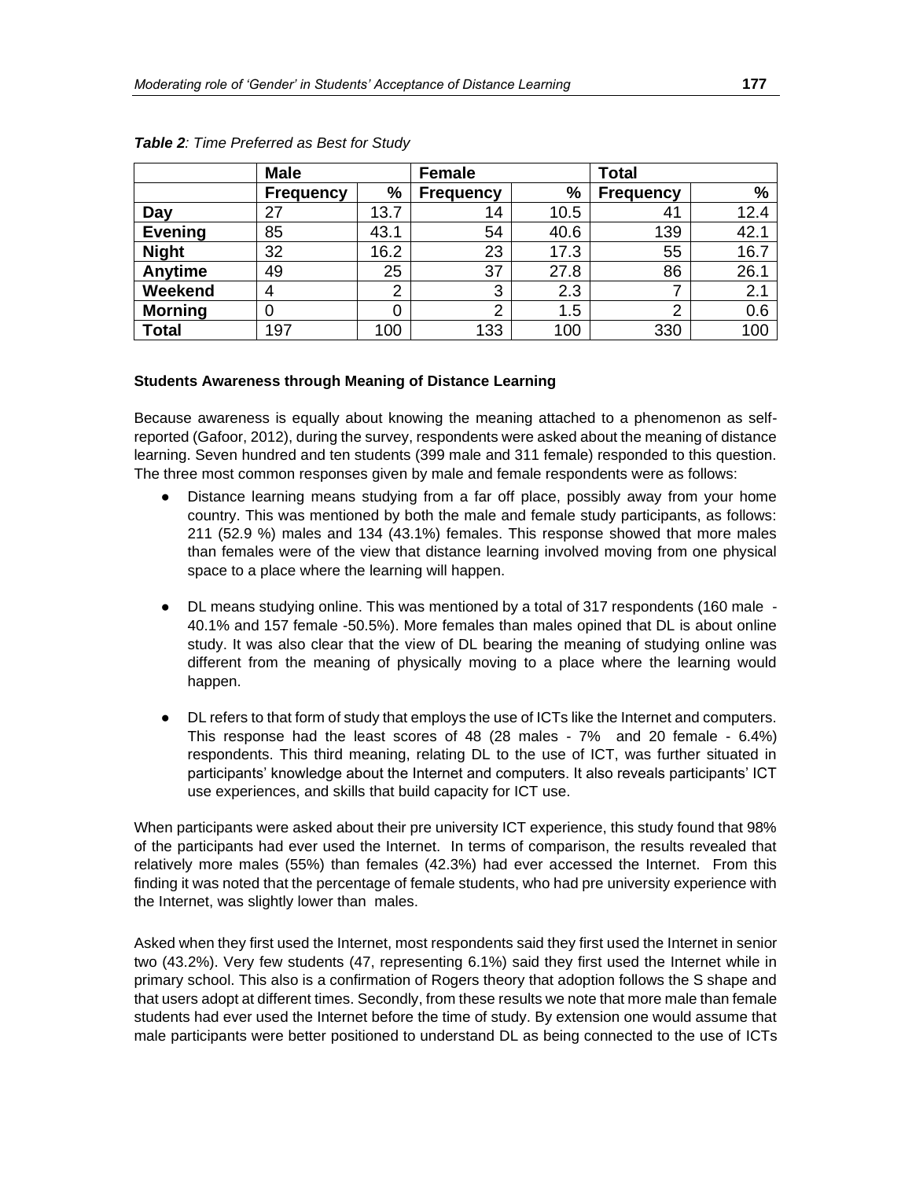***Table 2**: Time Preferred as Best for Study*

| | Male | | Female | | Total | |
|---|---|---|---|---|---|---|
| | **Frequency** | **%** | **Frequency** | **%** | **Frequency** | **%** |
| **Day** | 27 | 13.7 | 14 | 10.5 | 41 | 12.4 |
| **Evening** | 85 | 43.1 | 54 | 40.6 | 139 | 42.1 |
| **Night** | 32 | 16.2 | 23 | 17.3 | 55 | 16.7 |
| **Anytime** | 49 | 25 | 37 | 27.8 | 86 | 26.1 |
| **Weekend** | 4 | 2 | 3 | 2.3 | 7 | 2.1 |
| **Morning** | 0 | 0 | 2 | 1.5 | 2 | 0.6 |
| **Total** | 197 | 100 | 133 | 100 | 330 | 100 |

**Students Awareness through Meaning of Distance Learning**

Because awareness is equally about knowing the meaning attached to a phenomenon as self-reported (Gafoor, 2012), during the survey, respondents were asked about the meaning of distance learning. Seven hundred and ten students (399 male and 311 female) responded to this question. The three most common responses given by male and female respondents were as follows:

- Distance learning means studying from a far off place, possibly away from your home country. This was mentioned by both the male and female study participants, as follows: 211 (52.9 %) males and 134 (43.1%) females. This response showed that more males than females were of the view that distance learning involved moving from one physical space to a place where the learning will happen.
- DL means studying online. This was mentioned by a total of 317 respondents (160 male - 40.1% and 157 female -50.5%). More females than males opined that DL is about online study. It was also clear that the view of DL bearing the meaning of studying online was different from the meaning of physically moving to a place where the learning would happen.
- DL refers to that form of study that employs the use of ICTs like the Internet and computers. This response had the least scores of 48 (28 males - 7% and 20 female - 6.4%) respondents. This third meaning, relating DL to the use of ICT, was further situated in participants' knowledge about the Internet and computers. It also reveals participants' ICT use experiences, and skills that build capacity for ICT use.

When participants were asked about their pre university ICT experience, this study found that 98% of the participants had ever used the Internet. In terms of comparison, the results revealed that relatively more males (55%) than females (42.3%) had ever accessed the Internet. From this finding it was noted that the percentage of female students, who had pre university experience with the Internet, was slightly lower than males.

Asked when they first used the Internet, most respondents said they first used the Internet in senior two (43.2%). Very few students (47, representing 6.1%) said they first used the Internet while in primary school. This also is a confirmation of Rogers theory that adoption follows the S shape and that users adopt at different times. Secondly, from these results we note that more male than female students had ever used the Internet before the time of study. By extension one would assume that male participants were better positioned to understand DL as being connected to the use of ICTs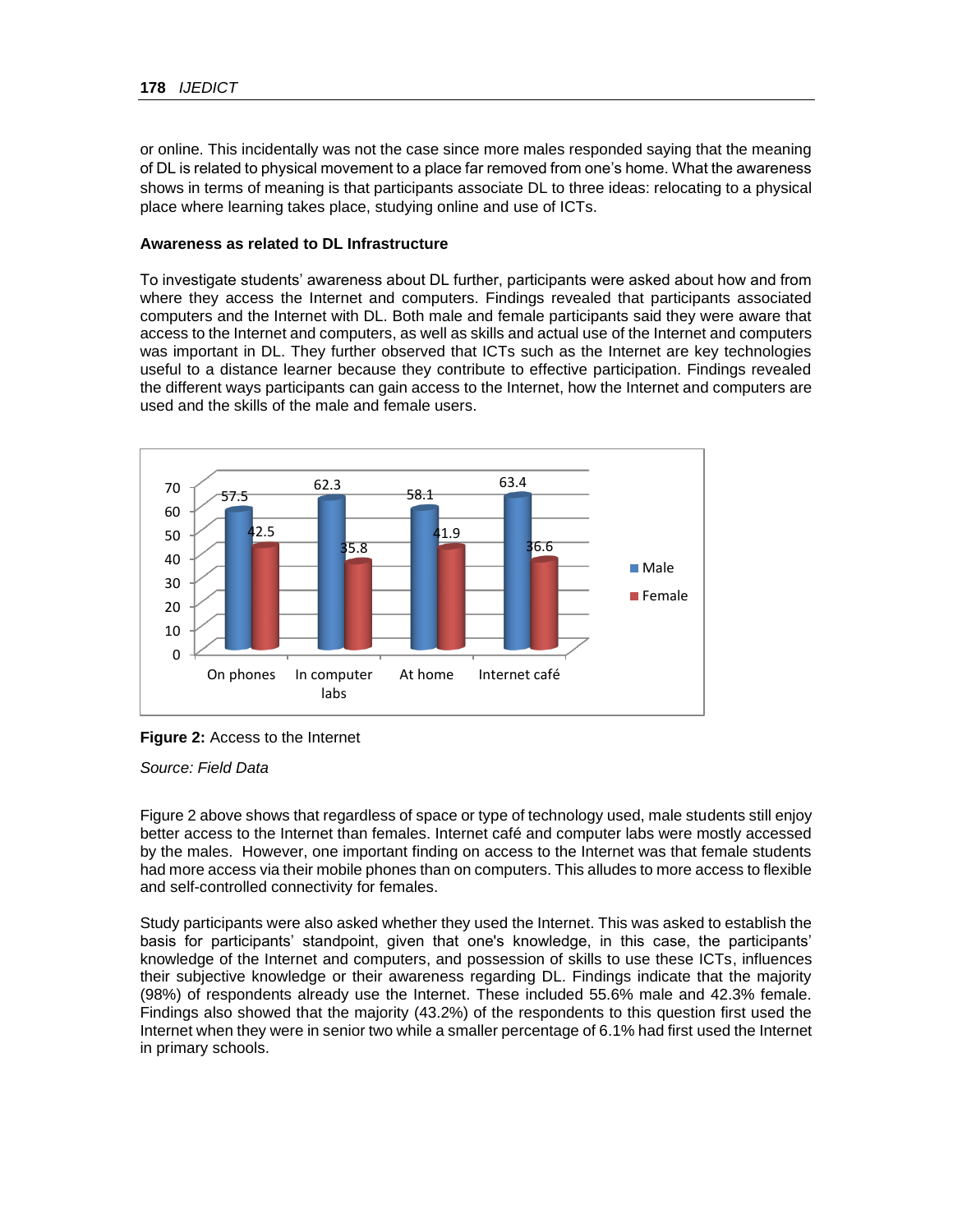or online. This incidentally was not the case since more males responded saying that the meaning of DL is related to physical movement to a place far removed from one's home. What the awareness shows in terms of meaning is that participants associate DL to three ideas: relocating to a physical place where learning takes place, studying online and use of ICTs.

**Awareness as related to DL Infrastructure**

To investigate students' awareness about DL further, participants were asked about how and from where they access the Internet and computers. Findings revealed that participants associated computers and the Internet with DL. Both male and female participants said they were aware that access to the Internet and computers, as well as skills and actual use of the Internet and computers was important in DL. They further observed that ICTs such as the Internet are key technologies useful to a distance learner because they contribute to effective participation. Findings revealed the different ways participants can gain access to the Internet, how the Internet and computers are used and the skills of the male and female users.

| | On phones | In computer labs | At home | Internet café |
|---|---|---|---|---|
| Male | 57.5 | 62.3 | 58.1 | 63.4 |
| Female | 42.5 | 35.8 | 41.9 | 36.6 |

**Figure 2:** Access to the Internet

*Source: Field Data*

Figure 2 above shows that regardless of space or type of technology used, male students still enjoy better access to the Internet than females. Internet café and computer labs were mostly accessed by the males. However, one important finding on access to the Internet was that female students had more access via their mobile phones than on computers. This alludes to more access to flexible and self-controlled connectivity for females.

Study participants were also asked whether they used the Internet. This was asked to establish the basis for participants' standpoint, given that one's knowledge, in this case, the participants' knowledge of the Internet and computers, and possession of skills to use these ICTs, influences their subjective knowledge or their awareness regarding DL. Findings indicate that the majority (98%) of respondents already use the Internet. These included 55.6% male and 42.3% female. Findings also showed that the majority (43.2%) of the respondents to this question first used the Internet when they were in senior two while a smaller percentage of 6.1% had first used the Internet in primary schools.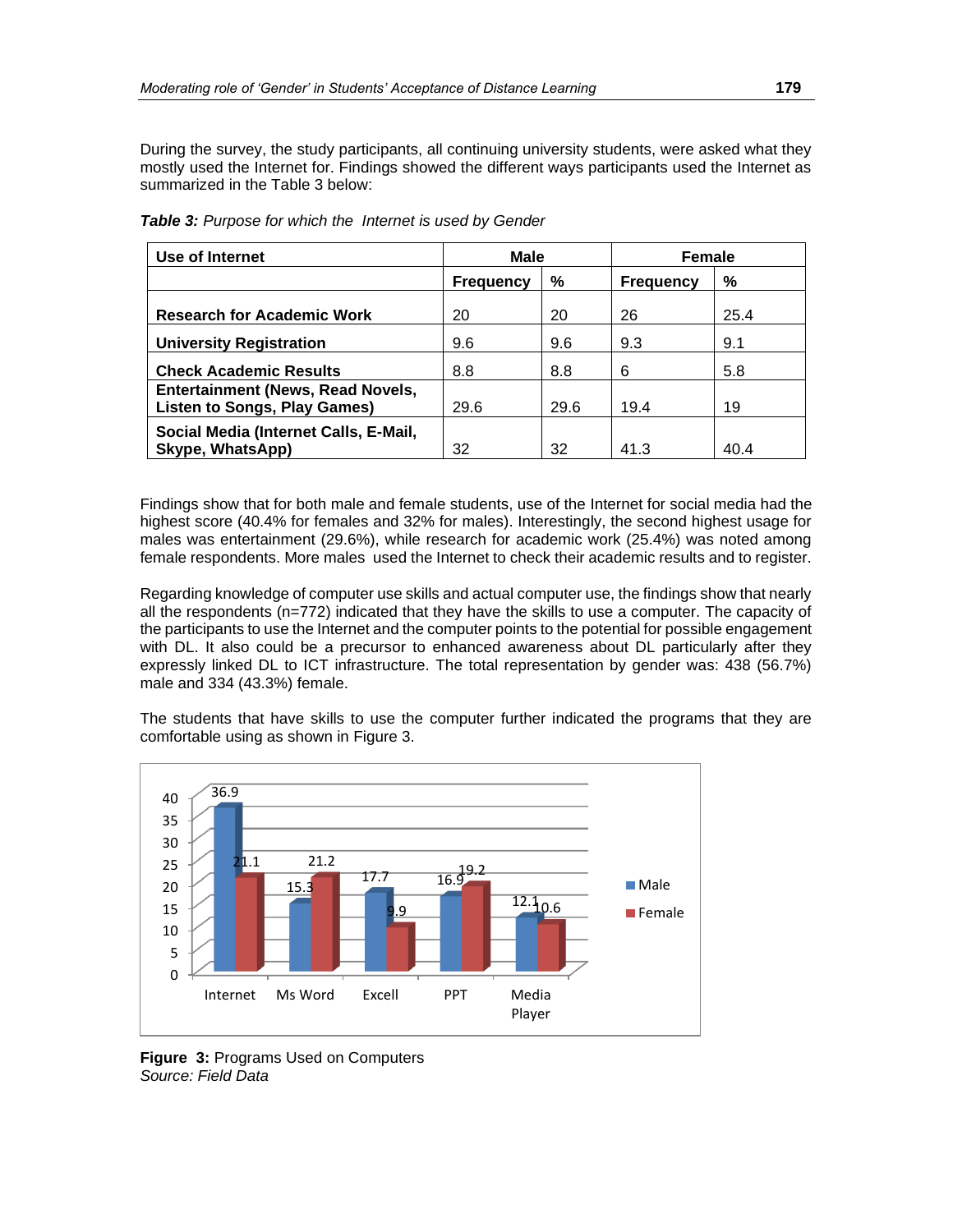During the survey, the study participants, all continuing university students, were asked what they mostly used the Internet for. Findings showed the different ways participants used the Internet as summarized in the Table 3 below:

***Table 3:*** *Purpose for which the Internet is used by Gender*

| Use of Internet | Male | | Female | |
|---|---|---|---|---|
| | Frequency | % | Frequency | % |
| **Research for Academic Work** | 20 | 20 | 26 | 25.4 |
| **University Registration** | 9.6 | 9.6 | 9.3 | 9.1 |
| **Check Academic Results** | 8.8 | 8.8 | 6 | 5.8 |
| **Entertainment (News, Read Novels, Listen to Songs, Play Games)** | 29.6 | 29.6 | 19.4 | 19 |
| **Social Media (Internet Calls, E-Mail, Skype, WhatsApp)** | 32 | 32 | 41.3 | 40.4 |

Findings show that for both male and female students, use of the Internet for social media had the highest score (40.4% for females and 32% for males). Interestingly, the second highest usage for males was entertainment (29.6%), while research for academic work (25.4%) was noted among female respondents. More males used the Internet to check their academic results and to register.

Regarding knowledge of computer use skills and actual computer use, the findings show that nearly all the respondents (n=772) indicated that they have the skills to use a computer. The capacity of the participants to use the Internet and the computer points to the potential for possible engagement with DL. It also could be a precursor to enhanced awareness about DL particularly after they expressly linked DL to ICT infrastructure. The total representation by gender was: 438 (56.7%) male and 334 (43.3%) female.

The students that have skills to use the computer further indicated the programs that they are comfortable using as shown in Figure 3.

| Program | Male | Female |
|---|---|---|
| Internet | 36.9 | 21.1 |
| Ms Word | 15.3 | 21.2 |
| Excell | 17.7 | 9.9 |
| PPT | 16.9 | 19.2 |
| Media Player | 12.1 | 10.6 |

**Figure 3:** Programs Used on Computers
*Source: Field Data*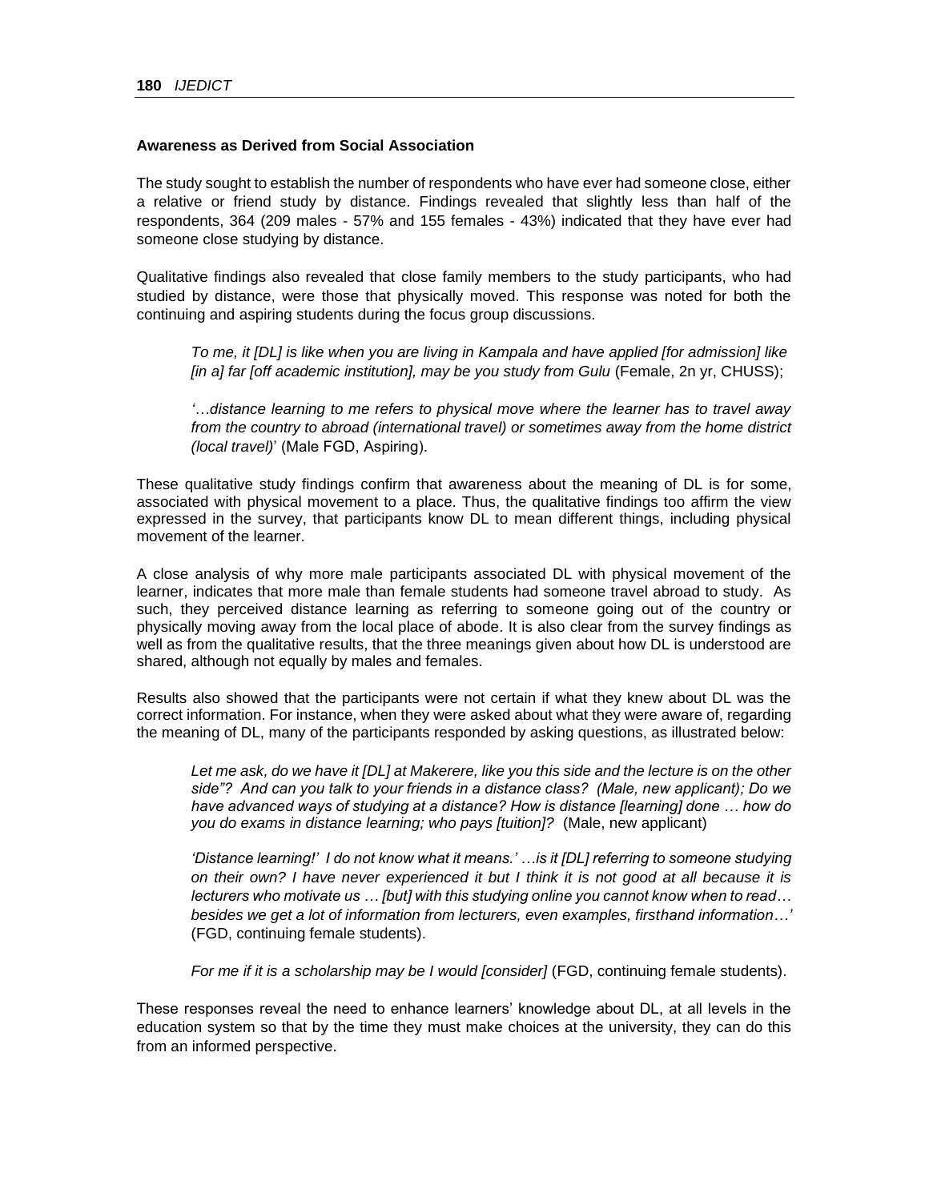**Awareness as Derived from Social Association**

The study sought to establish the number of respondents who have ever had someone close, either a relative or friend study by distance. Findings revealed that slightly less than half of the respondents, 364 (209 males - 57% and 155 females - 43%) indicated that they have ever had someone close studying by distance.

Qualitative findings also revealed that close family members to the study participants, who had studied by distance, were those that physically moved. This response was noted for both the continuing and aspiring students during the focus group discussions.

> *To me, it [DL] is like when you are living in Kampala and have applied [for admission] like [in a] far [off academic institution], may be you study from Gulu* (Female, 2n yr, CHUSS);

> *'…distance learning to me refers to physical move where the learner has to travel away from the country to abroad (international travel) or sometimes away from the home district (local travel)*' (Male FGD, Aspiring).

These qualitative study findings confirm that awareness about the meaning of DL is for some, associated with physical movement to a place. Thus, the qualitative findings too affirm the view expressed in the survey, that participants know DL to mean different things, including physical movement of the learner.

A close analysis of why more male participants associated DL with physical movement of the learner, indicates that more male than female students had someone travel abroad to study. As such, they perceived distance learning as referring to someone going out of the country or physically moving away from the local place of abode. It is also clear from the survey findings as well as from the qualitative results, that the three meanings given about how DL is understood are shared, although not equally by males and females.

Results also showed that the participants were not certain if what they knew about DL was the correct information. For instance, when they were asked about what they were aware of, regarding the meaning of DL, many of the participants responded by asking questions, as illustrated below:

> *Let me ask, do we have it [DL] at Makerere, like you this side and the lecture is on the other side"? And can you talk to your friends in a distance class? (Male, new applicant); Do we have advanced ways of studying at a distance? How is distance [learning] done … how do you do exams in distance learning; who pays [tuition]?* (Male, new applicant)

> *'Distance learning!' I do not know what it means.' …is it [DL] referring to someone studying on their own? I have never experienced it but I think it is not good at all because it is lecturers who motivate us … [but] with this studying online you cannot know when to read… besides we get a lot of information from lecturers, even examples, firsthand information…'* (FGD, continuing female students).

> *For me if it is a scholarship may be I would [consider]* (FGD, continuing female students).

These responses reveal the need to enhance learners' knowledge about DL, at all levels in the education system so that by the time they must make choices at the university, they can do this from an informed perspective.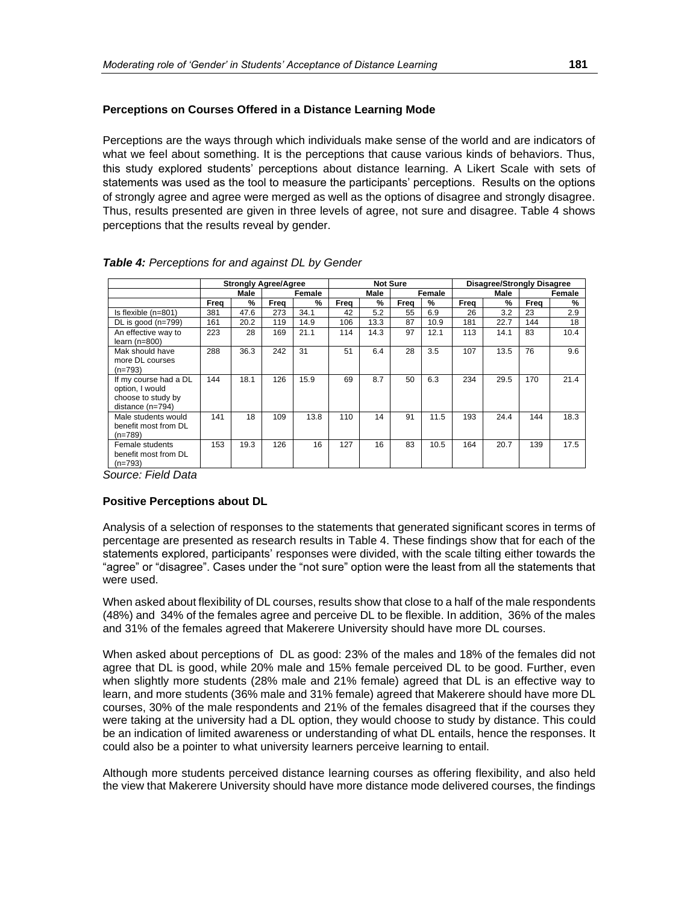### Perceptions on Courses Offered in a Distance Learning Mode

Perceptions are the ways through which individuals make sense of the world and are indicators of what we feel about something. It is the perceptions that cause various kinds of behaviors. Thus, this study explored students' perceptions about distance learning. A Likert Scale with sets of statements was used as the tool to measure the participants' perceptions. Results on the options of strongly agree and agree were merged as well as the options of disagree and strongly disagree. Thus, results presented are given in three levels of agree, not sure and disagree. Table 4 shows perceptions that the results reveal by gender.

***Table 4:*** *Perceptions for and against DL by Gender*

| | Strongly Agree/Agree | | | | Not Sure | | | | Disagree/Strongly Disagree | | | |
|---|---|---|---|---|---|---|---|---|---|---|---|---|
| | Male | | Female | | Male | | Female | | Male | | Female | |
| | Freq | % | Freq | % | Freq | % | Freq | % | Freq | % | Freq | % |
| Is flexible (n=801) | 381 | 47.6 | 273 | 34.1 | 42 | 5.2 | 55 | 6.9 | 26 | 3.2 | 23 | 2.9 |
| DL is good (n=799) | 161 | 20.2 | 119 | 14.9 | 106 | 13.3 | 87 | 10.9 | 181 | 22.7 | 144 | 18 |
| An effective way to learn (n=800) | 223 | 28 | 169 | 21.1 | 114 | 14.3 | 97 | 12.1 | 113 | 14.1 | 83 | 10.4 |
| Mak should have more DL courses (n=793) | 288 | 36.3 | 242 | 31 | 51 | 6.4 | 28 | 3.5 | 107 | 13.5 | 76 | 9.6 |
| If my course had a DL option, I would choose to study by distance (n=794) | 144 | 18.1 | 126 | 15.9 | 69 | 8.7 | 50 | 6.3 | 234 | 29.5 | 170 | 21.4 |
| Male students would benefit most from DL (n=789) | 141 | 18 | 109 | 13.8 | 110 | 14 | 91 | 11.5 | 193 | 24.4 | 144 | 18.3 |
| Female students benefit most from DL (n=793) | 153 | 19.3 | 126 | 16 | 127 | 16 | 83 | 10.5 | 164 | 20.7 | 139 | 17.5 |

*Source: Field Data*

### Positive Perceptions about DL

Analysis of a selection of responses to the statements that generated significant scores in terms of percentage are presented as research results in Table 4. These findings show that for each of the statements explored, participants' responses were divided, with the scale tilting either towards the "agree" or "disagree". Cases under the "not sure" option were the least from all the statements that were used.

When asked about flexibility of DL courses, results show that close to a half of the male respondents (48%) and 34% of the females agree and perceive DL to be flexible. In addition, 36% of the males and 31% of the females agreed that Makerere University should have more DL courses.

When asked about perceptions of DL as good: 23% of the males and 18% of the females did not agree that DL is good, while 20% male and 15% female perceived DL to be good. Further, even when slightly more students (28% male and 21% female) agreed that DL is an effective way to learn, and more students (36% male and 31% female) agreed that Makerere should have more DL courses, 30% of the male respondents and 21% of the females disagreed that if the courses they were taking at the university had a DL option, they would choose to study by distance. This could be an indication of limited awareness or understanding of what DL entails, hence the responses. It could also be a pointer to what university learners perceive learning to entail.

Although more students perceived distance learning courses as offering flexibility, and also held the view that Makerere University should have more distance mode delivered courses, the findings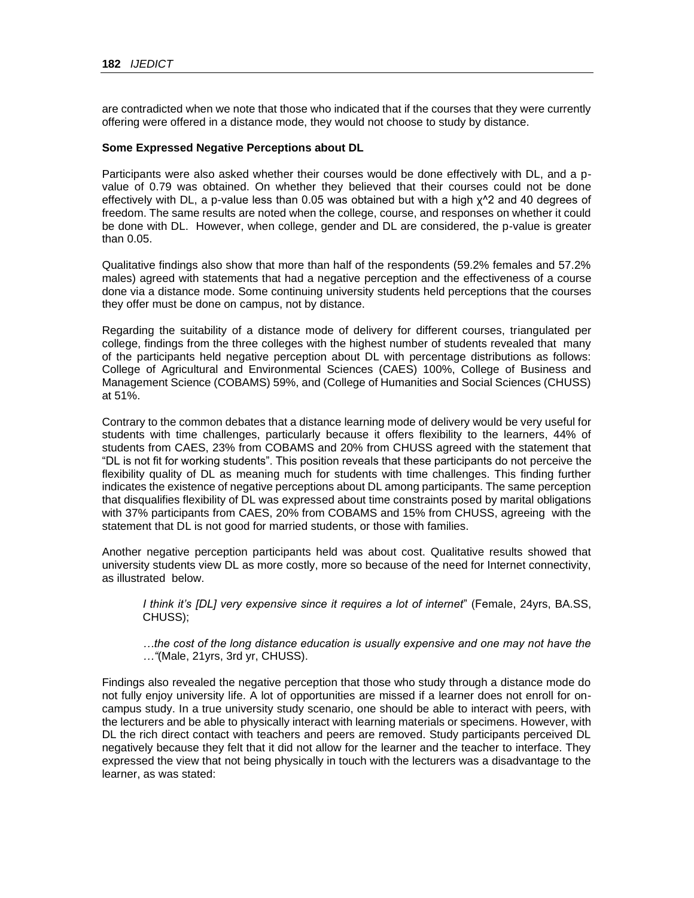are contradicted when we note that those who indicated that if the courses that they were currently offering were offered in a distance mode, they would not choose to study by distance.

**Some Expressed Negative Perceptions about DL**

Participants were also asked whether their courses would be done effectively with DL, and a p-value of 0.79 was obtained. On whether they believed that their courses could not be done effectively with DL, a p-value less than 0.05 was obtained but with a high $\chi^2$ and 40 degrees of freedom. The same results are noted when the college, course, and responses on whether it could be done with DL. However, when college, gender and DL are considered, the p-value is greater than 0.05.

Qualitative findings also show that more than half of the respondents (59.2% females and 57.2% males) agreed with statements that had a negative perception and the effectiveness of a course done via a distance mode. Some continuing university students held perceptions that the courses they offer must be done on campus, not by distance.

Regarding the suitability of a distance mode of delivery for different courses, triangulated per college, findings from the three colleges with the highest number of students revealed that many of the participants held negative perception about DL with percentage distributions as follows: College of Agricultural and Environmental Sciences (CAES) 100%, College of Business and Management Science (COBAMS) 59%, and (College of Humanities and Social Sciences (CHUSS) at 51%.

Contrary to the common debates that a distance learning mode of delivery would be very useful for students with time challenges, particularly because it offers flexibility to the learners, 44% of students from CAES, 23% from COBAMS and 20% from CHUSS agreed with the statement that "DL is not fit for working students". This position reveals that these participants do not perceive the flexibility quality of DL as meaning much for students with time challenges. This finding further indicates the existence of negative perceptions about DL among participants. The same perception that disqualifies flexibility of DL was expressed about time constraints posed by marital obligations with 37% participants from CAES, 20% from COBAMS and 15% from CHUSS, agreeing with the statement that DL is not good for married students, or those with families.

Another negative perception participants held was about cost. Qualitative results showed that university students view DL as more costly, more so because of the need for Internet connectivity, as illustrated below.

> *I think it's [DL] very expensive since it requires a lot of internet*" (Female, 24yrs, BA.SS, CHUSS);
>
> *…the cost of the long distance education is usually expensive and one may not have the …*"(Male, 21yrs, 3rd yr, CHUSS).

Findings also revealed the negative perception that those who study through a distance mode do not fully enjoy university life. A lot of opportunities are missed if a learner does not enroll for on-campus study. In a true university study scenario, one should be able to interact with peers, with the lecturers and be able to physically interact with learning materials or specimens. However, with DL the rich direct contact with teachers and peers are removed. Study participants perceived DL negatively because they felt that it did not allow for the learner and the teacher to interface. They expressed the view that not being physically in touch with the lecturers was a disadvantage to the learner, as was stated: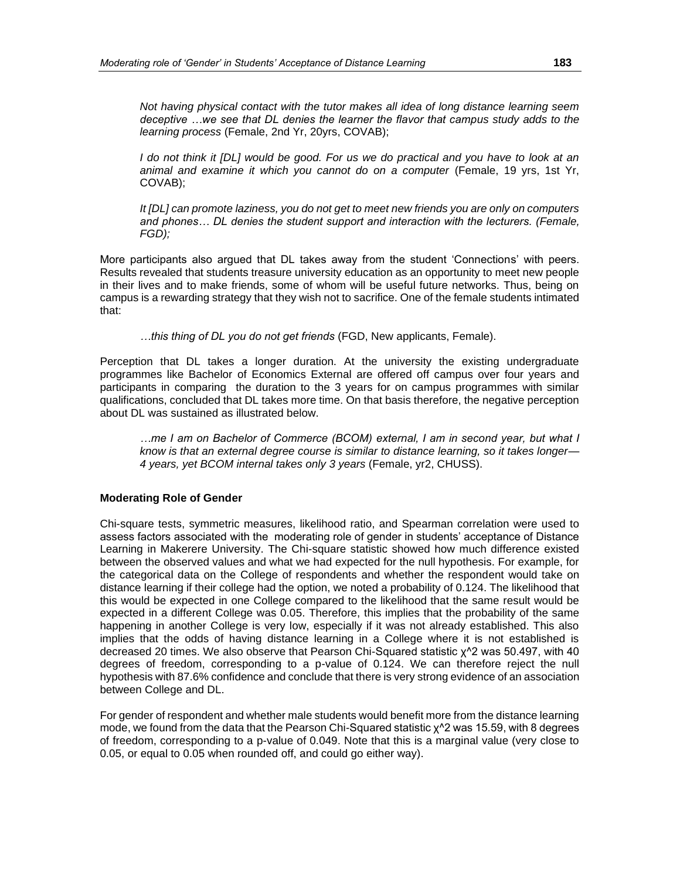> *Not having physical contact with the tutor makes all idea of long distance learning seem deceptive …we see that DL denies the learner the flavor that campus study adds to the learning process* (Female, 2nd Yr, 20yrs, COVAB);

> *I do not think it [DL] would be good. For us we do practical and you have to look at an animal and examine it which you cannot do on a computer* (Female, 19 yrs, 1st Yr, COVAB);

> *It [DL] can promote laziness, you do not get to meet new friends you are only on computers and phones… DL denies the student support and interaction with the lecturers. (Female, FGD);*

More participants also argued that DL takes away from the student 'Connections' with peers. Results revealed that students treasure university education as an opportunity to meet new people in their lives and to make friends, some of whom will be useful future networks. Thus, being on campus is a rewarding strategy that they wish not to sacrifice. One of the female students intimated that:

> *…this thing of DL you do not get friends* (FGD, New applicants, Female).

Perception that DL takes a longer duration. At the university the existing undergraduate programmes like Bachelor of Economics External are offered off campus over four years and participants in comparing the duration to the 3 years for on campus programmes with similar qualifications, concluded that DL takes more time. On that basis therefore, the negative perception about DL was sustained as illustrated below.

> *…me I am on Bachelor of Commerce (BCOM) external, I am in second year, but what I know is that an external degree course is similar to distance learning, so it takes longer—4 years, yet BCOM internal takes only 3 years* (Female, yr2, CHUSS).

**Moderating Role of Gender**

Chi-square tests, symmetric measures, likelihood ratio, and Spearman correlation were used to assess factors associated with the moderating role of gender in students' acceptance of Distance Learning in Makerere University. The Chi-square statistic showed how much difference existed between the observed values and what we had expected for the null hypothesis. For example, for the categorical data on the College of respondents and whether the respondent would take on distance learning if their college had the option, we noted a probability of 0.124. The likelihood that this would be expected in one College compared to the likelihood that the same result would be expected in a different College was 0.05. Therefore, this implies that the probability of the same happening in another College is very low, especially if it was not already established. This also implies that the odds of having distance learning in a College where it is not established is decreased 20 times. We also observe that Pearson Chi-Squared statistic $\chi^2$ was 50.497, with 40 degrees of freedom, corresponding to a p-value of 0.124. We can therefore reject the null hypothesis with 87.6% confidence and conclude that there is very strong evidence of an association between College and DL.

For gender of respondent and whether male students would benefit more from the distance learning mode, we found from the data that the Pearson Chi-Squared statistic $\chi^2$ was 15.59, with 8 degrees of freedom, corresponding to a p-value of 0.049. Note that this is a marginal value (very close to 0.05, or equal to 0.05 when rounded off, and could go either way).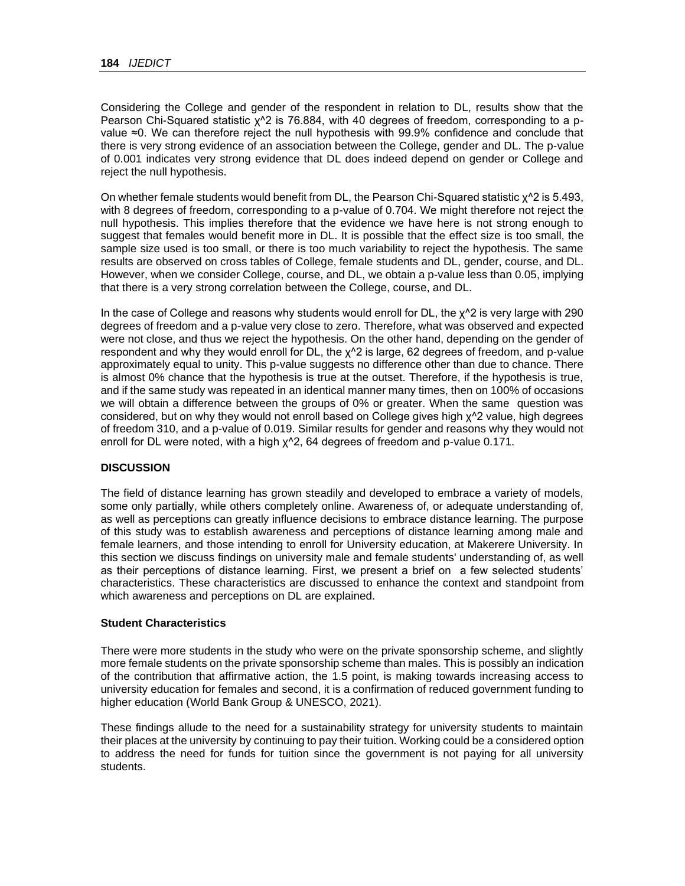Considering the College and gender of the respondent in relation to DL, results show that the Pearson Chi-Squared statistic $\chi^2$ is 76.884, with 40 degrees of freedom, corresponding to a p-value ≈0. We can therefore reject the null hypothesis with 99.9% confidence and conclude that there is very strong evidence of an association between the College, gender and DL. The p-value of 0.001 indicates very strong evidence that DL does indeed depend on gender or College and reject the null hypothesis.

On whether female students would benefit from DL, the Pearson Chi-Squared statistic $\chi^2$ is 5.493, with 8 degrees of freedom, corresponding to a p-value of 0.704. We might therefore not reject the null hypothesis. This implies therefore that the evidence we have here is not strong enough to suggest that females would benefit more in DL. It is possible that the effect size is too small, the sample size used is too small, or there is too much variability to reject the hypothesis. The same results are observed on cross tables of College, female students and DL, gender, course, and DL. However, when we consider College, course, and DL, we obtain a p-value less than 0.05, implying that there is a very strong correlation between the College, course, and DL.

In the case of College and reasons why students would enroll for DL, the $\chi^2$ is very large with 290 degrees of freedom and a p-value very close to zero. Therefore, what was observed and expected were not close, and thus we reject the hypothesis. On the other hand, depending on the gender of respondent and why they would enroll for DL, the $\chi^2$ is large, 62 degrees of freedom, and p-value approximately equal to unity. This p-value suggests no difference other than due to chance. There is almost 0% chance that the hypothesis is true at the outset. Therefore, if the hypothesis is true, and if the same study was repeated in an identical manner many times, then on 100% of occasions we will obtain a difference between the groups of 0% or greater. When the same question was considered, but on why they would not enroll based on College gives high $\chi^2$ value, high degrees of freedom 310, and a p-value of 0.019. Similar results for gender and reasons why they would not enroll for DL were noted, with a high $\chi^2$, 64 degrees of freedom and p-value 0.171.

## DISCUSSION

The field of distance learning has grown steadily and developed to embrace a variety of models, some only partially, while others completely online. Awareness of, or adequate understanding of, as well as perceptions can greatly influence decisions to embrace distance learning. The purpose of this study was to establish awareness and perceptions of distance learning among male and female learners, and those intending to enroll for University education, at Makerere University. In this section we discuss findings on university male and female students' understanding of, as well as their perceptions of distance learning. First, we present a brief on a few selected students' characteristics. These characteristics are discussed to enhance the context and standpoint from which awareness and perceptions on DL are explained.

### Student Characteristics

There were more students in the study who were on the private sponsorship scheme, and slightly more female students on the private sponsorship scheme than males. This is possibly an indication of the contribution that affirmative action, the 1.5 point, is making towards increasing access to university education for females and second, it is a confirmation of reduced government funding to higher education (World Bank Group & UNESCO, 2021).

These findings allude to the need for a sustainability strategy for university students to maintain their places at the university by continuing to pay their tuition. Working could be a considered option to address the need for funds for tuition since the government is not paying for all university students.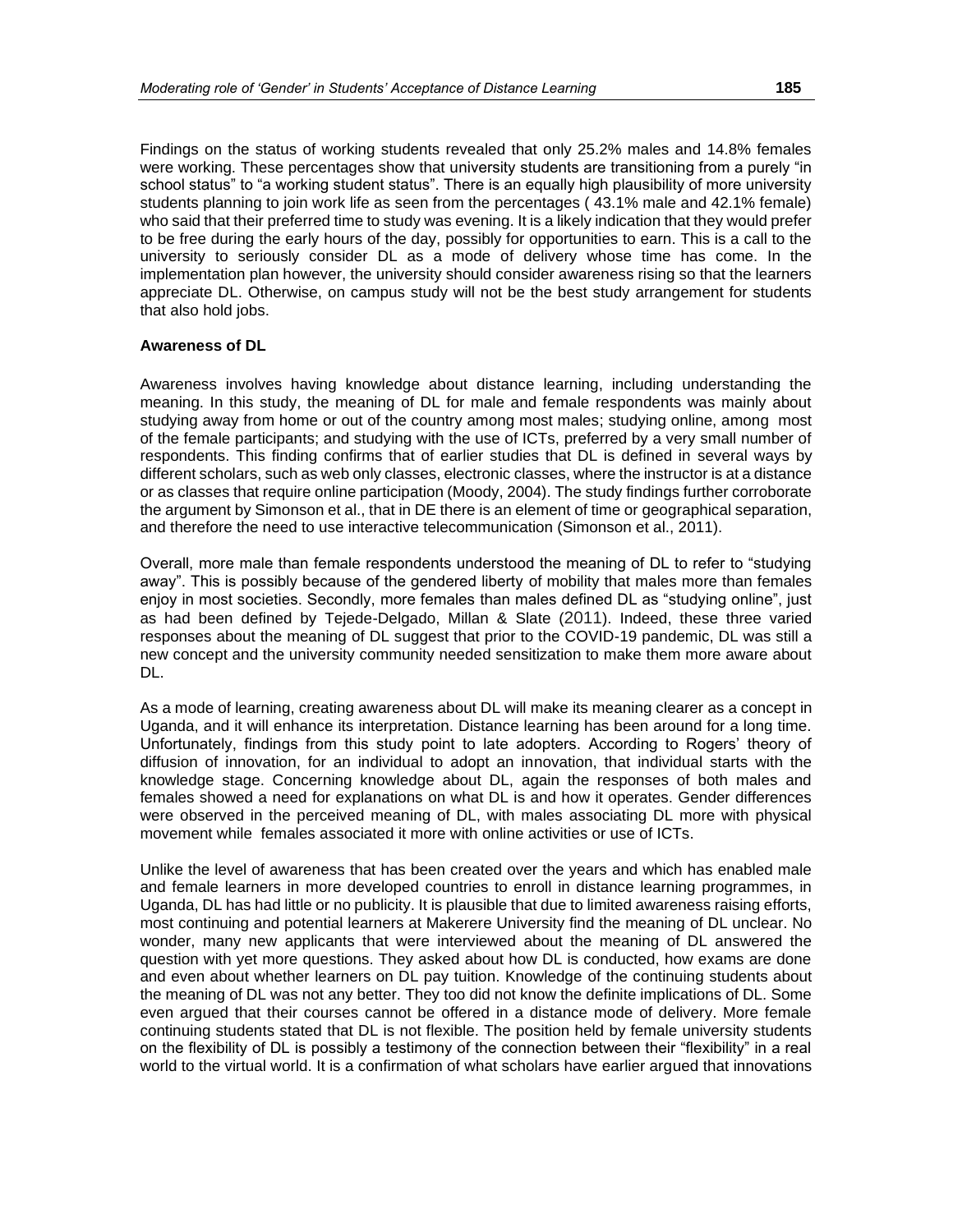Findings on the status of working students revealed that only 25.2% males and 14.8% females were working. These percentages show that university students are transitioning from a purely "in school status" to "a working student status". There is an equally high plausibility of more university students planning to join work life as seen from the percentages ( 43.1% male and 42.1% female) who said that their preferred time to study was evening. It is a likely indication that they would prefer to be free during the early hours of the day, possibly for opportunities to earn. This is a call to the university to seriously consider DL as a mode of delivery whose time has come. In the implementation plan however, the university should consider awareness rising so that the learners appreciate DL. Otherwise, on campus study will not be the best study arrangement for students that also hold jobs.

**Awareness of DL**

Awareness involves having knowledge about distance learning, including understanding the meaning. In this study, the meaning of DL for male and female respondents was mainly about studying away from home or out of the country among most males; studying online, among most of the female participants; and studying with the use of ICTs, preferred by a very small number of respondents. This finding confirms that of earlier studies that DL is defined in several ways by different scholars, such as web only classes, electronic classes, where the instructor is at a distance or as classes that require online participation (Moody, 2004). The study findings further corroborate the argument by Simonson et al., that in DE there is an element of time or geographical separation, and therefore the need to use interactive telecommunication (Simonson et al., 2011).

Overall, more male than female respondents understood the meaning of DL to refer to "studying away". This is possibly because of the gendered liberty of mobility that males more than females enjoy in most societies. Secondly, more females than males defined DL as "studying online", just as had been defined by Tejede-Delgado, Millan & Slate (2011). Indeed, these three varied responses about the meaning of DL suggest that prior to the COVID-19 pandemic, DL was still a new concept and the university community needed sensitization to make them more aware about DL.

As a mode of learning, creating awareness about DL will make its meaning clearer as a concept in Uganda, and it will enhance its interpretation. Distance learning has been around for a long time. Unfortunately, findings from this study point to late adopters. According to Rogers' theory of diffusion of innovation, for an individual to adopt an innovation, that individual starts with the knowledge stage. Concerning knowledge about DL, again the responses of both males and females showed a need for explanations on what DL is and how it operates. Gender differences were observed in the perceived meaning of DL, with males associating DL more with physical movement while females associated it more with online activities or use of ICTs.

Unlike the level of awareness that has been created over the years and which has enabled male and female learners in more developed countries to enroll in distance learning programmes, in Uganda, DL has had little or no publicity. It is plausible that due to limited awareness raising efforts, most continuing and potential learners at Makerere University find the meaning of DL unclear. No wonder, many new applicants that were interviewed about the meaning of DL answered the question with yet more questions. They asked about how DL is conducted, how exams are done and even about whether learners on DL pay tuition. Knowledge of the continuing students about the meaning of DL was not any better. They too did not know the definite implications of DL. Some even argued that their courses cannot be offered in a distance mode of delivery. More female continuing students stated that DL is not flexible. The position held by female university students on the flexibility of DL is possibly a testimony of the connection between their "flexibility" in a real world to the virtual world. It is a confirmation of what scholars have earlier argued that innovations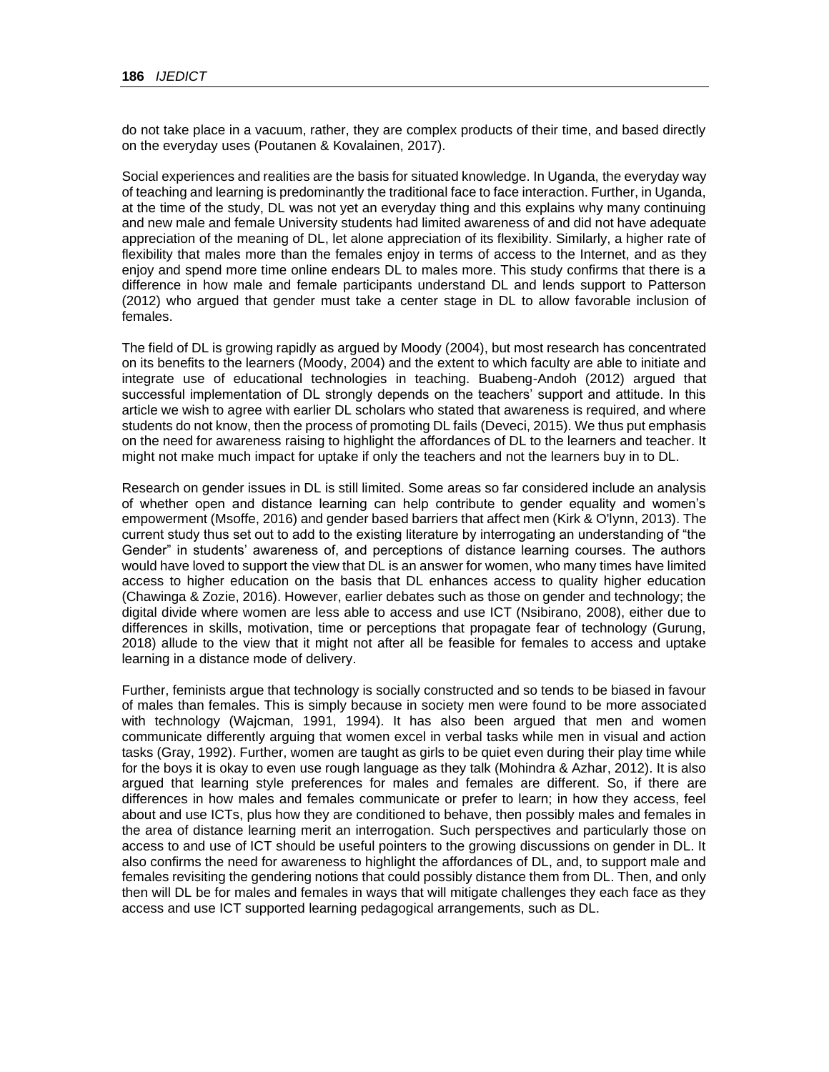do not take place in a vacuum, rather, they are complex products of their time, and based directly on the everyday uses (Poutanen & Kovalainen, 2017).

Social experiences and realities are the basis for situated knowledge. In Uganda, the everyday way of teaching and learning is predominantly the traditional face to face interaction. Further, in Uganda, at the time of the study, DL was not yet an everyday thing and this explains why many continuing and new male and female University students had limited awareness of and did not have adequate appreciation of the meaning of DL, let alone appreciation of its flexibility. Similarly, a higher rate of flexibility that males more than the females enjoy in terms of access to the Internet, and as they enjoy and spend more time online endears DL to males more. This study confirms that there is a difference in how male and female participants understand DL and lends support to Patterson (2012) who argued that gender must take a center stage in DL to allow favorable inclusion of females.

The field of DL is growing rapidly as argued by Moody (2004), but most research has concentrated on its benefits to the learners (Moody, 2004) and the extent to which faculty are able to initiate and integrate use of educational technologies in teaching. Buabeng-Andoh (2012) argued that successful implementation of DL strongly depends on the teachers' support and attitude. In this article we wish to agree with earlier DL scholars who stated that awareness is required, and where students do not know, then the process of promoting DL fails (Deveci, 2015). We thus put emphasis on the need for awareness raising to highlight the affordances of DL to the learners and teacher. It might not make much impact for uptake if only the teachers and not the learners buy in to DL.

Research on gender issues in DL is still limited. Some areas so far considered include an analysis of whether open and distance learning can help contribute to gender equality and women's empowerment (Msoffe, 2016) and gender based barriers that affect men (Kirk & O'lynn, 2013). The current study thus set out to add to the existing literature by interrogating an understanding of "the Gender" in students' awareness of, and perceptions of distance learning courses. The authors would have loved to support the view that DL is an answer for women, who many times have limited access to higher education on the basis that DL enhances access to quality higher education (Chawinga & Zozie, 2016). However, earlier debates such as those on gender and technology; the digital divide where women are less able to access and use ICT (Nsibirano, 2008), either due to differences in skills, motivation, time or perceptions that propagate fear of technology (Gurung, 2018) allude to the view that it might not after all be feasible for females to access and uptake learning in a distance mode of delivery.

Further, feminists argue that technology is socially constructed and so tends to be biased in favour of males than females. This is simply because in society men were found to be more associated with technology (Wajcman, 1991, 1994). It has also been argued that men and women communicate differently arguing that women excel in verbal tasks while men in visual and action tasks (Gray, 1992). Further, women are taught as girls to be quiet even during their play time while for the boys it is okay to even use rough language as they talk (Mohindra & Azhar, 2012). It is also argued that learning style preferences for males and females are different. So, if there are differences in how males and females communicate or prefer to learn; in how they access, feel about and use ICTs, plus how they are conditioned to behave, then possibly males and females in the area of distance learning merit an interrogation. Such perspectives and particularly those on access to and use of ICT should be useful pointers to the growing discussions on gender in DL. It also confirms the need for awareness to highlight the affordances of DL, and, to support male and females revisiting the gendering notions that could possibly distance them from DL. Then, and only then will DL be for males and females in ways that will mitigate challenges they each face as they access and use ICT supported learning pedagogical arrangements, such as DL.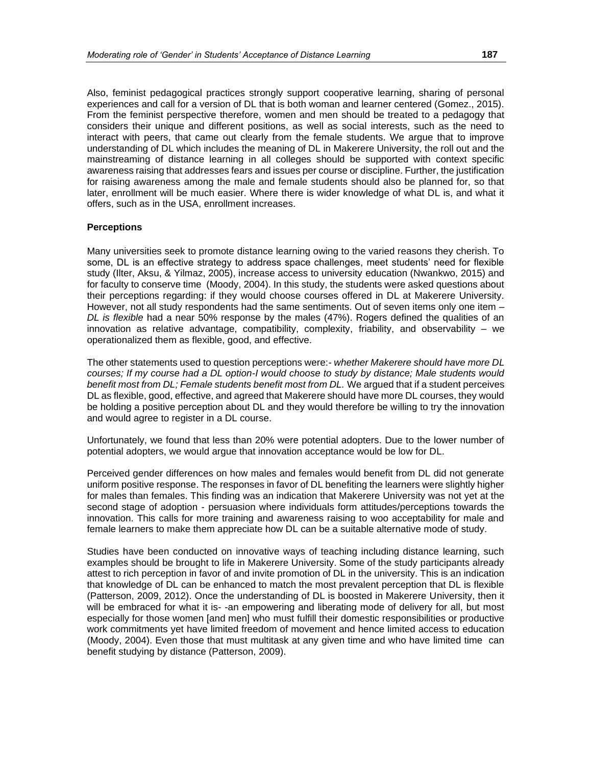Also, feminist pedagogical practices strongly support cooperative learning, sharing of personal experiences and call for a version of DL that is both woman and learner centered (Gomez., 2015). From the feminist perspective therefore, women and men should be treated to a pedagogy that considers their unique and different positions, as well as social interests, such as the need to interact with peers, that came out clearly from the female students. We argue that to improve understanding of DL which includes the meaning of DL in Makerere University, the roll out and the mainstreaming of distance learning in all colleges should be supported with context specific awareness raising that addresses fears and issues per course or discipline. Further, the justification for raising awareness among the male and female students should also be planned for, so that later, enrollment will be much easier. Where there is wider knowledge of what DL is, and what it offers, such as in the USA, enrollment increases.

**Perceptions**

Many universities seek to promote distance learning owing to the varied reasons they cherish. To some, DL is an effective strategy to address space challenges, meet students' need for flexible study (Ilter, Aksu, & Yilmaz, 2005), increase access to university education (Nwankwo, 2015) and for faculty to conserve time (Moody, 2004). In this study, the students were asked questions about their perceptions regarding: if they would choose courses offered in DL at Makerere University. However, not all study respondents had the same sentiments. Out of seven items only one item – *DL is flexible* had a near 50% response by the males (47%). Rogers defined the qualities of an innovation as relative advantage, compatibility, complexity, friability, and observability – we operationalized them as flexible, good, and effective.

The other statements used to question perceptions were:- *whether Makerere should have more DL courses; If my course had a DL option-I would choose to study by distance; Male students would benefit most from DL; Female students benefit most from DL.* We argued that if a student perceives DL as flexible, good, effective, and agreed that Makerere should have more DL courses, they would be holding a positive perception about DL and they would therefore be willing to try the innovation and would agree to register in a DL course.

Unfortunately, we found that less than 20% were potential adopters. Due to the lower number of potential adopters, we would argue that innovation acceptance would be low for DL.

Perceived gender differences on how males and females would benefit from DL did not generate uniform positive response. The responses in favor of DL benefiting the learners were slightly higher for males than females. This finding was an indication that Makerere University was not yet at the second stage of adoption - persuasion where individuals form attitudes/perceptions towards the innovation. This calls for more training and awareness raising to woo acceptability for male and female learners to make them appreciate how DL can be a suitable alternative mode of study.

Studies have been conducted on innovative ways of teaching including distance learning, such examples should be brought to life in Makerere University. Some of the study participants already attest to rich perception in favor of and invite promotion of DL in the university. This is an indication that knowledge of DL can be enhanced to match the most prevalent perception that DL is flexible (Patterson, 2009, 2012). Once the understanding of DL is boosted in Makerere University, then it will be embraced for what it is- -an empowering and liberating mode of delivery for all, but most especially for those women [and men] who must fulfill their domestic responsibilities or productive work commitments yet have limited freedom of movement and hence limited access to education (Moody, 2004). Even those that must multitask at any given time and who have limited time can benefit studying by distance (Patterson, 2009).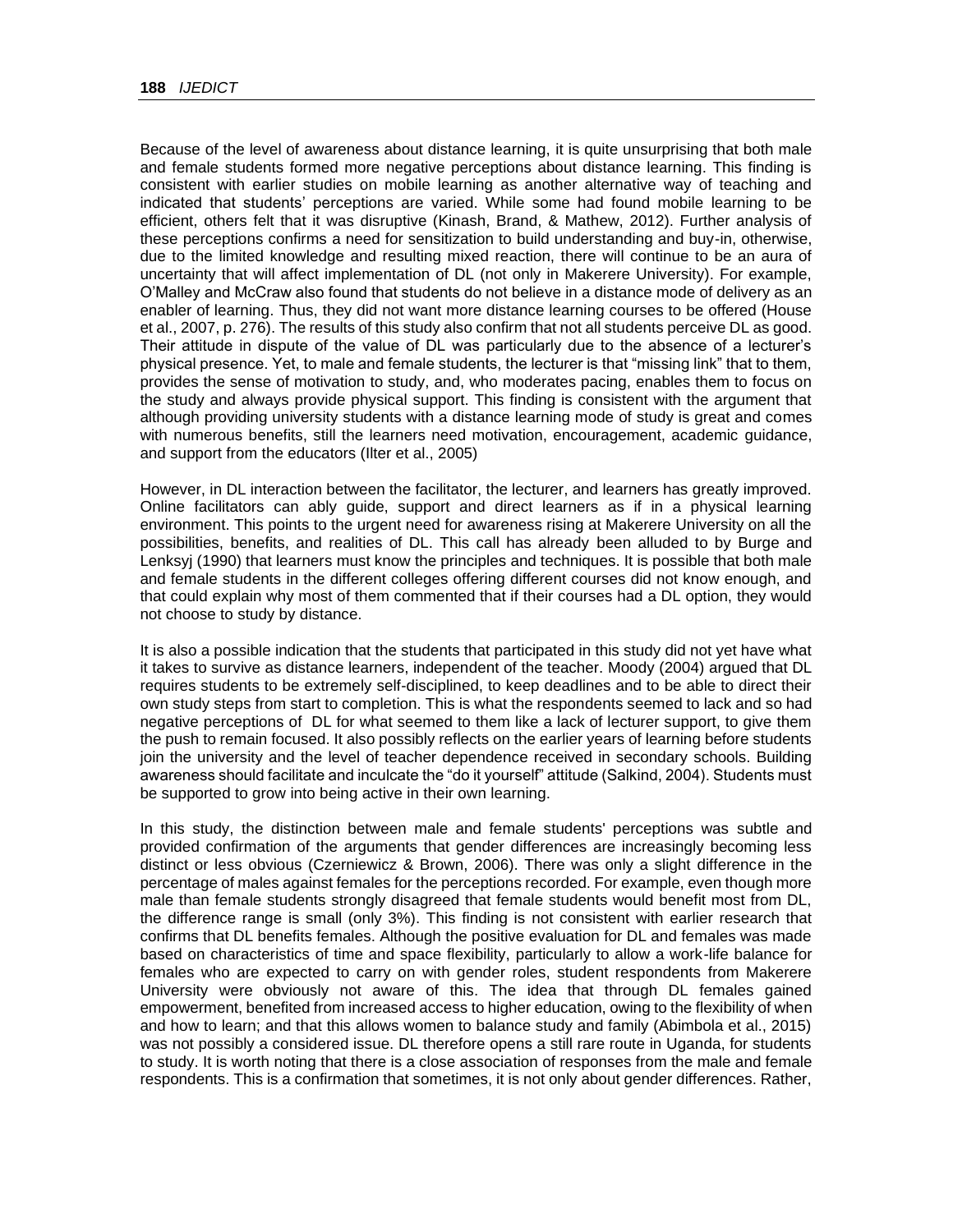Because of the level of awareness about distance learning, it is quite unsurprising that both male and female students formed more negative perceptions about distance learning. This finding is consistent with earlier studies on mobile learning as another alternative way of teaching and indicated that students' perceptions are varied. While some had found mobile learning to be efficient, others felt that it was disruptive (Kinash, Brand, & Mathew, 2012). Further analysis of these perceptions confirms a need for sensitization to build understanding and buy-in, otherwise, due to the limited knowledge and resulting mixed reaction, there will continue to be an aura of uncertainty that will affect implementation of DL (not only in Makerere University). For example, O'Malley and McCraw also found that students do not believe in a distance mode of delivery as an enabler of learning. Thus, they did not want more distance learning courses to be offered (House et al., 2007, p. 276). The results of this study also confirm that not all students perceive DL as good. Their attitude in dispute of the value of DL was particularly due to the absence of a lecturer's physical presence. Yet, to male and female students, the lecturer is that "missing link" that to them, provides the sense of motivation to study, and, who moderates pacing, enables them to focus on the study and always provide physical support. This finding is consistent with the argument that although providing university students with a distance learning mode of study is great and comes with numerous benefits, still the learners need motivation, encouragement, academic guidance, and support from the educators (Ilter et al., 2005)

However, in DL interaction between the facilitator, the lecturer, and learners has greatly improved. Online facilitators can ably guide, support and direct learners as if in a physical learning environment. This points to the urgent need for awareness rising at Makerere University on all the possibilities, benefits, and realities of DL. This call has already been alluded to by Burge and Lenksyj (1990) that learners must know the principles and techniques. It is possible that both male and female students in the different colleges offering different courses did not know enough, and that could explain why most of them commented that if their courses had a DL option, they would not choose to study by distance.

It is also a possible indication that the students that participated in this study did not yet have what it takes to survive as distance learners, independent of the teacher. Moody (2004) argued that DL requires students to be extremely self-disciplined, to keep deadlines and to be able to direct their own study steps from start to completion. This is what the respondents seemed to lack and so had negative perceptions of DL for what seemed to them like a lack of lecturer support, to give them the push to remain focused. It also possibly reflects on the earlier years of learning before students join the university and the level of teacher dependence received in secondary schools. Building awareness should facilitate and inculcate the "do it yourself" attitude (Salkind, 2004). Students must be supported to grow into being active in their own learning.

In this study, the distinction between male and female students' perceptions was subtle and provided confirmation of the arguments that gender differences are increasingly becoming less distinct or less obvious (Czerniewicz & Brown, 2006). There was only a slight difference in the percentage of males against females for the perceptions recorded. For example, even though more male than female students strongly disagreed that female students would benefit most from DL, the difference range is small (only 3%). This finding is not consistent with earlier research that confirms that DL benefits females. Although the positive evaluation for DL and females was made based on characteristics of time and space flexibility, particularly to allow a work-life balance for females who are expected to carry on with gender roles, student respondents from Makerere University were obviously not aware of this. The idea that through DL females gained empowerment, benefited from increased access to higher education, owing to the flexibility of when and how to learn; and that this allows women to balance study and family (Abimbola et al., 2015) was not possibly a considered issue. DL therefore opens a still rare route in Uganda, for students to study. It is worth noting that there is a close association of responses from the male and female respondents. This is a confirmation that sometimes, it is not only about gender differences. Rather,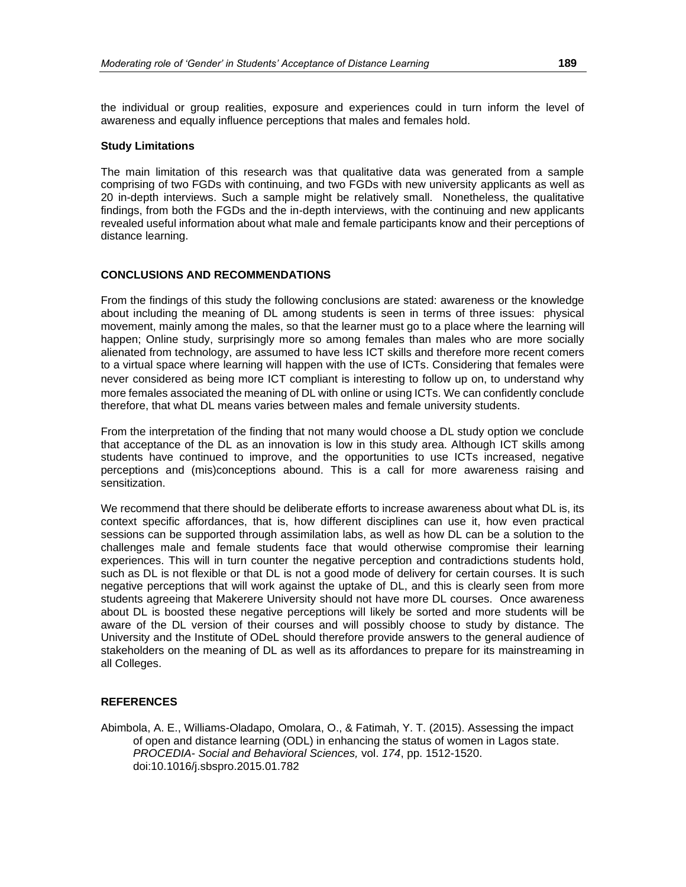the individual or group realities, exposure and experiences could in turn inform the level of awareness and equally influence perceptions that males and females hold.

**Study Limitations**

The main limitation of this research was that qualitative data was generated from a sample comprising of two FGDs with continuing, and two FGDs with new university applicants as well as 20 in-depth interviews. Such a sample might be relatively small. Nonetheless, the qualitative findings, from both the FGDs and the in-depth interviews, with the continuing and new applicants revealed useful information about what male and female participants know and their perceptions of distance learning.

## CONCLUSIONS AND RECOMMENDATIONS

From the findings of this study the following conclusions are stated: awareness or the knowledge about including the meaning of DL among students is seen in terms of three issues: physical movement, mainly among the males, so that the learner must go to a place where the learning will happen; Online study, surprisingly more so among females than males who are more socially alienated from technology, are assumed to have less ICT skills and therefore more recent comers to a virtual space where learning will happen with the use of ICTs. Considering that females were never considered as being more ICT compliant is interesting to follow up on, to understand why more females associated the meaning of DL with online or using ICTs. We can confidently conclude therefore, that what DL means varies between males and female university students.

From the interpretation of the finding that not many would choose a DL study option we conclude that acceptance of the DL as an innovation is low in this study area. Although ICT skills among students have continued to improve, and the opportunities to use ICTs increased, negative perceptions and (mis)conceptions abound. This is a call for more awareness raising and sensitization.

We recommend that there should be deliberate efforts to increase awareness about what DL is, its context specific affordances, that is, how different disciplines can use it, how even practical sessions can be supported through assimilation labs, as well as how DL can be a solution to the challenges male and female students face that would otherwise compromise their learning experiences. This will in turn counter the negative perception and contradictions students hold, such as DL is not flexible or that DL is not a good mode of delivery for certain courses. It is such negative perceptions that will work against the uptake of DL, and this is clearly seen from more students agreeing that Makerere University should not have more DL courses. Once awareness about DL is boosted these negative perceptions will likely be sorted and more students will be aware of the DL version of their courses and will possibly choose to study by distance. The University and the Institute of ODeL should therefore provide answers to the general audience of stakeholders on the meaning of DL as well as its affordances to prepare for its mainstreaming in all Colleges.

## REFERENCES

Abimbola, A. E., Williams-Oladapo, Omolara, O., & Fatimah, Y. T. (2015). Assessing the impact of open and distance learning (ODL) in enhancing the status of women in Lagos state. *PROCEDIA- Social and Behavioral Sciences,* vol. *174*, pp. 1512-1520. doi:10.1016/j.sbspro.2015.01.782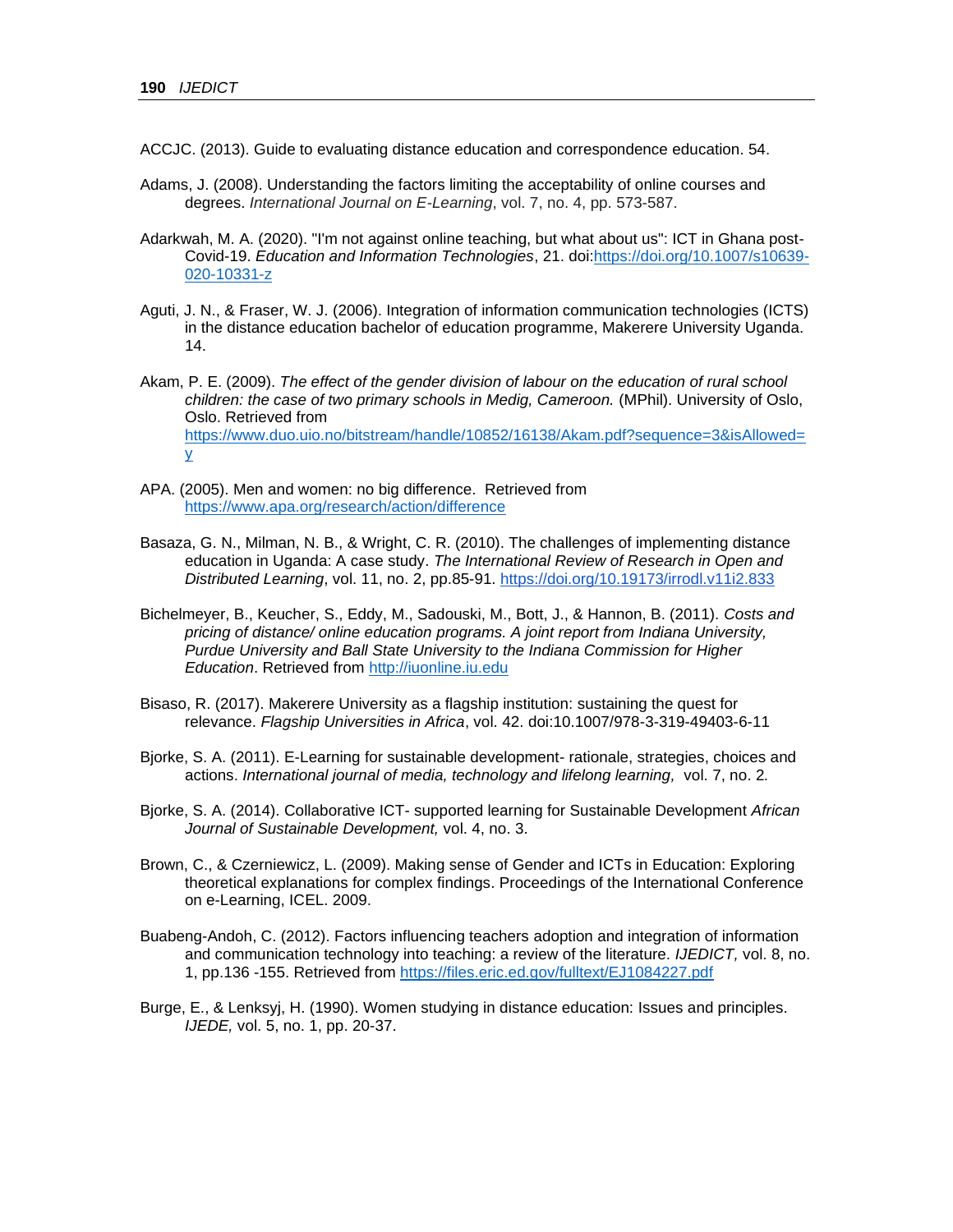ACCJC. (2013). Guide to evaluating distance education and correspondence education. 54.

Adams, J. (2008). Understanding the factors limiting the acceptability of online courses and degrees. *International Journal on E-Learning*, vol. 7, no. 4, pp. 573-587.

Adarkwah, M. A. (2020). "I'm not against online teaching, but what about us": ICT in Ghana post-Covid-19. *Education and Information Technologies*, 21. doi:https://doi.org/10.1007/s10639-020-10331-z

Aguti, J. N., & Fraser, W. J. (2006). Integration of information communication technologies (ICTS) in the distance education bachelor of education programme, Makerere University Uganda. 14.

Akam, P. E. (2009). *The effect of the gender division of labour on the education of rural school children: the case of two primary schools in Medig, Cameroon.* (MPhil). University of Oslo, Oslo. Retrieved from https://www.duo.uio.no/bitstream/handle/10852/16138/Akam.pdf?sequence=3&isAllowed=y

APA. (2005). Men and women: no big difference. Retrieved from https://www.apa.org/research/action/difference

Basaza, G. N., Milman, N. B., & Wright, C. R. (2010). The challenges of implementing distance education in Uganda: A case study. *The International Review of Research in Open and Distributed Learning*, vol. 11, no. 2, pp.85-91. https://doi.org/10.19173/irrodl.v11i2.833

Bichelmeyer, B., Keucher, S., Eddy, M., Sadouski, M., Bott, J., & Hannon, B. (2011). *Costs and pricing of distance/ online education programs. A joint report from Indiana University, Purdue University and Ball State University to the Indiana Commission for Higher Education*. Retrieved from http://iuonline.iu.edu

Bisaso, R. (2017). Makerere University as a flagship institution: sustaining the quest for relevance. *Flagship Universities in Africa*, vol. 42. doi:10.1007/978-3-319-49403-6-11

Bjorke, S. A. (2011). E-Learning for sustainable development- rationale, strategies, choices and actions. *International journal of media, technology and lifelong learning,* vol. 7, no. 2*.*

Bjorke, S. A. (2014). Collaborative ICT- supported learning for Sustainable Development *African Journal of Sustainable Development,* vol. 4, no. 3.

Brown, C., & Czerniewicz, L. (2009). Making sense of Gender and ICTs in Education: Exploring theoretical explanations for complex findings. Proceedings of the International Conference on e-Learning, ICEL. 2009.

Buabeng-Andoh, C. (2012). Factors influencing teachers adoption and integration of information and communication technology into teaching: a review of the literature. *IJEDICT,* vol. 8, no. 1, pp.136 -155. Retrieved from https://files.eric.ed.gov/fulltext/EJ1084227.pdf

Burge, E., & Lenksyj, H. (1990). Women studying in distance education: Issues and principles. *IJEDE,* vol. 5, no. 1, pp. 20-37.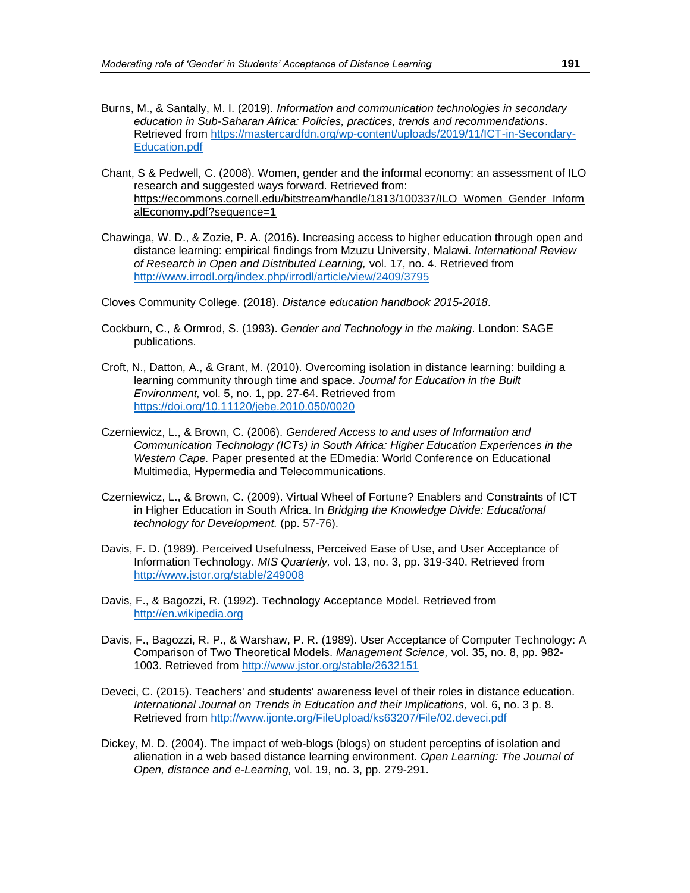Burns, M., & Santally, M. I. (2019). *Information and communication technologies in secondary education in Sub-Saharan Africa: Policies, practices, trends and recommendations*. Retrieved from https://mastercardfdn.org/wp-content/uploads/2019/11/ICT-in-Secondary-Education.pdf

Chant, S & Pedwell, C. (2008). Women, gender and the informal economy: an assessment of ILO research and suggested ways forward. Retrieved from: https://ecommons.cornell.edu/bitstream/handle/1813/100337/ILO_Women_Gender_InformalEconomy.pdf?sequence=1

Chawinga, W. D., & Zozie, P. A. (2016). Increasing access to higher education through open and distance learning: empirical findings from Mzuzu University, Malawi. *International Review of Research in Open and Distributed Learning,* vol. 17, no. 4. Retrieved from http://www.irrodl.org/index.php/irrodl/article/view/2409/3795

Cloves Community College. (2018). *Distance education handbook 2015-2018*.

Cockburn, C., & Ormrod, S. (1993). *Gender and Technology in the making*. London: SAGE publications.

Croft, N., Datton, A., & Grant, M. (2010). Overcoming isolation in distance learning: building a learning community through time and space. *Journal for Education in the Built Environment,* vol. 5, no. 1, pp. 27-64. Retrieved from https://doi.org/10.11120/jebe.2010.050/0020

Czerniewicz, L., & Brown, C. (2006). *Gendered Access to and uses of Information and Communication Technology (ICTs) in South Africa: Higher Education Experiences in the Western Cape.* Paper presented at the EDmedia: World Conference on Educational Multimedia, Hypermedia and Telecommunications.

Czerniewicz, L., & Brown, C. (2009). Virtual Wheel of Fortune? Enablers and Constraints of ICT in Higher Education in South Africa. In *Bridging the Knowledge Divide: Educational technology for Development.* (pp. 57-76).

Davis, F. D. (1989). Perceived Usefulness, Perceived Ease of Use, and User Acceptance of Information Technology. *MIS Quarterly,* vol. 13, no. 3, pp. 319-340. Retrieved from http://www.jstor.org/stable/249008

Davis, F., & Bagozzi, R. (1992). Technology Acceptance Model. Retrieved from http://en.wikipedia.org

Davis, F., Bagozzi, R. P., & Warshaw, P. R. (1989). User Acceptance of Computer Technology: A Comparison of Two Theoretical Models. *Management Science,* vol. 35, no. 8, pp. 982-1003. Retrieved from http://www.jstor.org/stable/2632151

Deveci, C. (2015). Teachers' and students' awareness level of their roles in distance education. *International Journal on Trends in Education and their Implications,* vol. 6, no. 3 p. 8. Retrieved from http://www.ijonte.org/FileUpload/ks63207/File/02.deveci.pdf

Dickey, M. D. (2004). The impact of web-blogs (blogs) on student perceptins of isolation and alienation in a web based distance learning environment. *Open Learning: The Journal of Open, distance and e-Learning,* vol. 19, no. 3, pp. 279-291.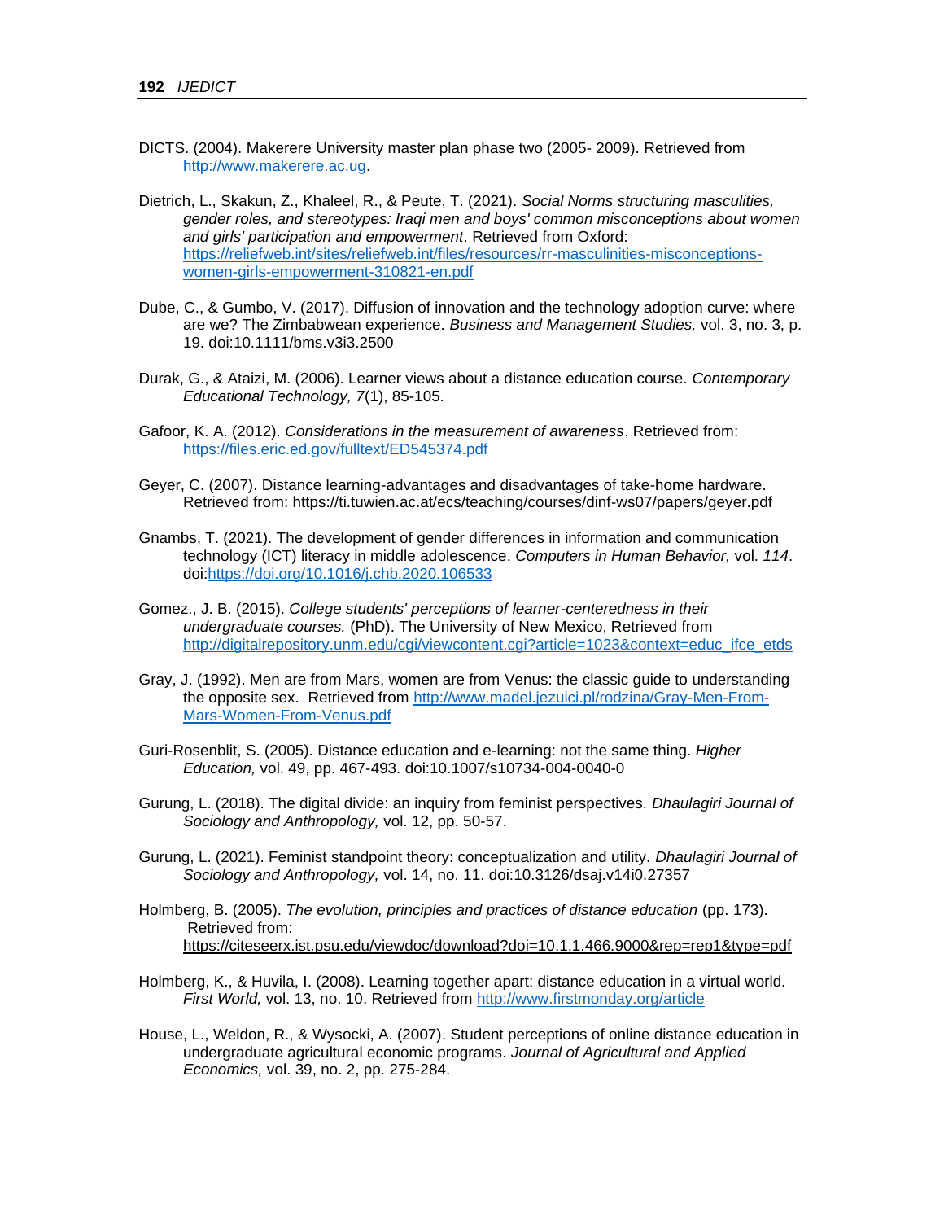DICTS. (2004). Makerere University master plan phase two (2005- 2009). Retrieved from http://www.makerere.ac.ug.

Dietrich, L., Skakun, Z., Khaleel, R., & Peute, T. (2021). *Social Norms structuring masculities, gender roles, and stereotypes: Iraqi men and boys' common misconceptions about women and girls' participation and empowerment*. Retrieved from Oxford: https://reliefweb.int/sites/reliefweb.int/files/resources/rr-masculinities-misconceptions-women-girls-empowerment-310821-en.pdf

Dube, C., & Gumbo, V. (2017). Diffusion of innovation and the technology adoption curve: where are we? The Zimbabwean experience. *Business and Management Studies,* vol. 3, no. 3, p. 19. doi:10.1111/bms.v3i3.2500

Durak, G., & Ataizi, M. (2006). Learner views about a distance education course. *Contemporary Educational Technology, 7*(1), 85-105.

Gafoor, K. A. (2012). *Considerations in the measurement of awareness*. Retrieved from: https://files.eric.ed.gov/fulltext/ED545374.pdf

Geyer, C. (2007). Distance learning-advantages and disadvantages of take-home hardware. Retrieved from: https://ti.tuwien.ac.at/ecs/teaching/courses/dinf-ws07/papers/geyer.pdf

Gnambs, T. (2021). The development of gender differences in information and communication technology (ICT) literacy in middle adolescence. *Computers in Human Behavior,* vol. *114*. doi:https://doi.org/10.1016/j.chb.2020.106533

Gomez., J. B. (2015). *College students' perceptions of learner-centeredness in their undergraduate courses.* (PhD). The University of New Mexico, Retrieved from http://digitalrepository.unm.edu/cgi/viewcontent.cgi?article=1023&context=educ_ifce_etds

Gray, J. (1992). Men are from Mars, women are from Venus: the classic guide to understanding the opposite sex. Retrieved from http://www.madel.jezuici.pl/rodzina/Gray-Men-From-Mars-Women-From-Venus.pdf

Guri-Rosenblit, S. (2005). Distance education and e-learning: not the same thing. *Higher Education,* vol. 49, pp. 467-493. doi:10.1007/s10734-004-0040-0

Gurung, L. (2018). The digital divide: an inquiry from feminist perspectives. *Dhaulagiri Journal of Sociology and Anthropology,* vol. 12, pp. 50-57.

Gurung, L. (2021). Feminist standpoint theory: conceptualization and utility. *Dhaulagiri Journal of Sociology and Anthropology,* vol. 14, no. 11. doi:10.3126/dsaj.v14i0.27357

Holmberg, B. (2005). *The evolution, principles and practices of distance education* (pp. 173). Retrieved from: https://citeseerx.ist.psu.edu/viewdoc/download?doi=10.1.1.466.9000&rep=rep1&type=pdf

Holmberg, K., & Huvila, I. (2008). Learning together apart: distance education in a virtual world. *First World,* vol. 13, no. 10. Retrieved from http://www.firstmonday.org/article

House, L., Weldon, R., & Wysocki, A. (2007). Student perceptions of online distance education in undergraduate agricultural economic programs. *Journal of Agricultural and Applied Economics,* vol. 39, no. 2, pp. 275-284.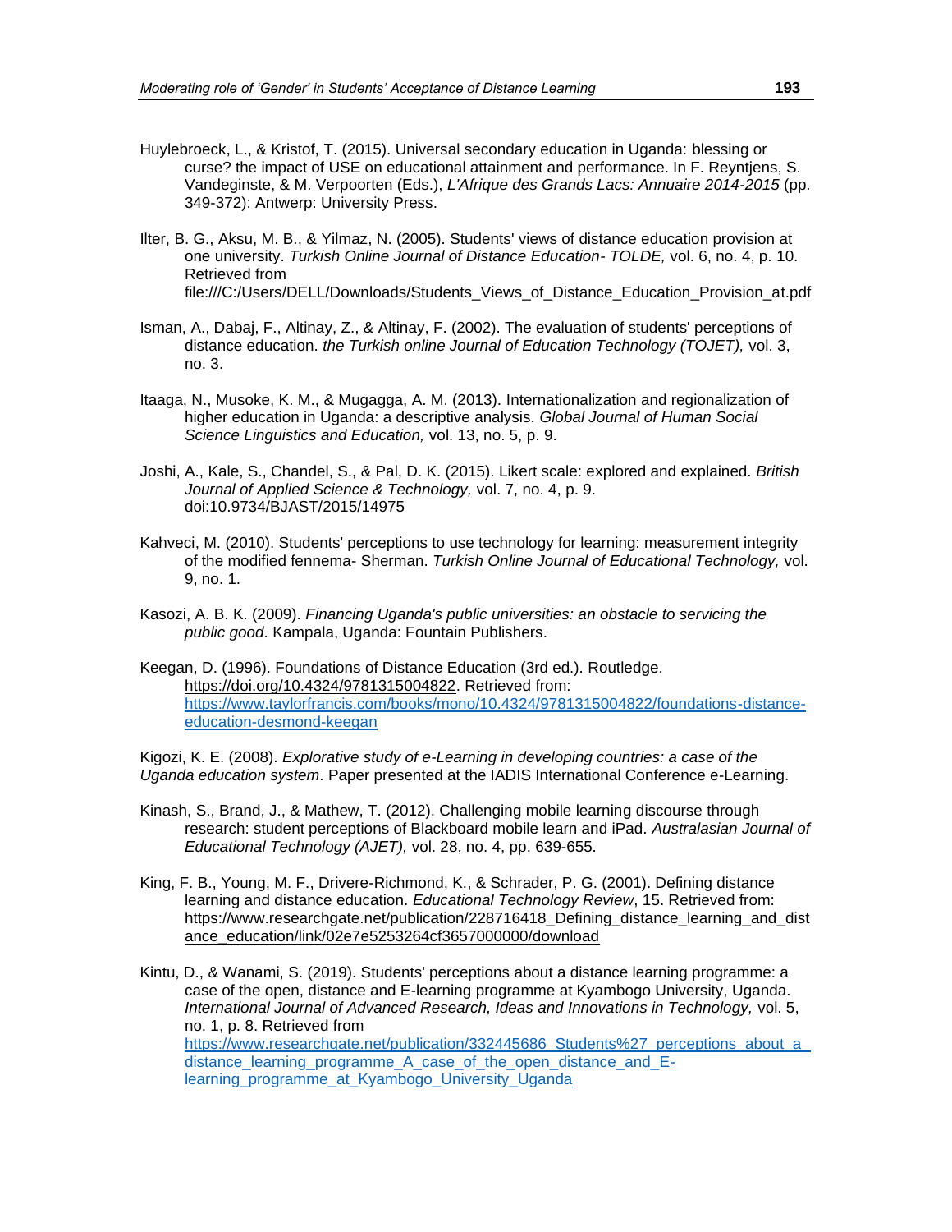Huylebroeck, L., & Kristof, T. (2015). Universal secondary education in Uganda: blessing or curse? the impact of USE on educational attainment and performance. In F. Reyntjens, S. Vandeginste, & M. Verpoorten (Eds.), *L'Afrique des Grands Lacs: Annuaire 2014-2015* (pp. 349-372): Antwerp: University Press.

Ilter, B. G., Aksu, M. B., & Yilmaz, N. (2005). Students' views of distance education provision at one university. *Turkish Online Journal of Distance Education- TOLDE,* vol. 6, no. 4, p. 10. Retrieved from file:///C:/Users/DELL/Downloads/Students_Views_of_Distance_Education_Provision_at.pdf

Isman, A., Dabaj, F., Altinay, Z., & Altinay, F. (2002). The evaluation of students' perceptions of distance education. *the Turkish online Journal of Education Technology (TOJET),* vol. 3, no. 3.

Itaaga, N., Musoke, K. M., & Mugagga, A. M. (2013). Internationalization and regionalization of higher education in Uganda: a descriptive analysis. *Global Journal of Human Social Science Linguistics and Education,* vol. 13, no. 5, p. 9.

Joshi, A., Kale, S., Chandel, S., & Pal, D. K. (2015). Likert scale: explored and explained. *British Journal of Applied Science & Technology,* vol. 7, no. 4, p. 9. doi:10.9734/BJAST/2015/14975

Kahveci, M. (2010). Students' perceptions to use technology for learning: measurement integrity of the modified fennema- Sherman. *Turkish Online Journal of Educational Technology,* vol. 9, no. 1.

Kasozi, A. B. K. (2009). *Financing Uganda's public universities: an obstacle to servicing the public good*. Kampala, Uganda: Fountain Publishers.

Keegan, D. (1996). Foundations of Distance Education (3rd ed.). Routledge. https://doi.org/10.4324/9781315004822. Retrieved from: https://www.taylorfrancis.com/books/mono/10.4324/9781315004822/foundations-distance-education-desmond-keegan

Kigozi, K. E. (2008). *Explorative study of e-Learning in developing countries: a case of the Uganda education system*. Paper presented at the IADIS International Conference e-Learning.

Kinash, S., Brand, J., & Mathew, T. (2012). Challenging mobile learning discourse through research: student perceptions of Blackboard mobile learn and iPad. *Australasian Journal of Educational Technology (AJET),* vol. 28, no. 4, pp. 639-655.

King, F. B., Young, M. F., Drivere-Richmond, K., & Schrader, P. G. (2001). Defining distance learning and distance education. *Educational Technology Review*, 15. Retrieved from: https://www.researchgate.net/publication/228716418_Defining_distance_learning_and_distance_education/link/02e7e5253264cf3657000000/download

Kintu, D., & Wanami, S. (2019). Students' perceptions about a distance learning programme: a case of the open, distance and E-learning programme at Kyambogo University, Uganda. *International Journal of Advanced Research, Ideas and Innovations in Technology,* vol. 5, no. 1, p. 8. Retrieved from https://www.researchgate.net/publication/332445686_Students%27_perceptions_about_a_distance_learning_programme_A_case_of_the_open_distance_and_E-learning_programme_at_Kyambogo_University_Uganda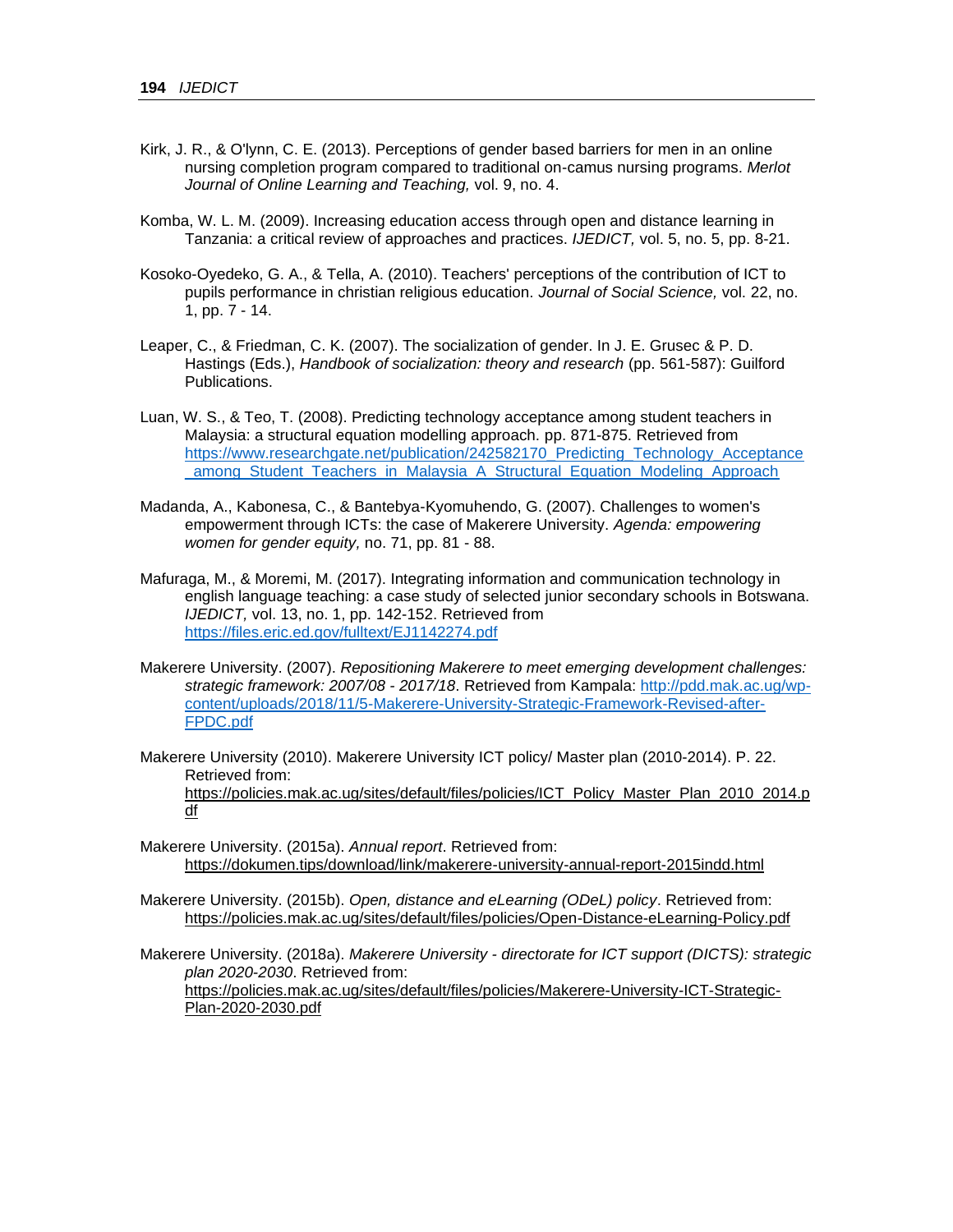Kirk, J. R., & O'lynn, C. E. (2013). Perceptions of gender based barriers for men in an online nursing completion program compared to traditional on-camus nursing programs. *Merlot Journal of Online Learning and Teaching,* vol. 9, no. 4.

Komba, W. L. M. (2009). Increasing education access through open and distance learning in Tanzania: a critical review of approaches and practices. *IJEDICT,* vol. 5, no. 5, pp. 8-21.

Kosoko-Oyedeko, G. A., & Tella, A. (2010). Teachers' perceptions of the contribution of ICT to pupils performance in christian religious education. *Journal of Social Science,* vol. 22, no. 1, pp. 7 - 14.

Leaper, C., & Friedman, C. K. (2007). The socialization of gender. In J. E. Grusec & P. D. Hastings (Eds.), *Handbook of socialization: theory and research* (pp. 561-587): Guilford Publications.

Luan, W. S., & Teo, T. (2008). Predicting technology acceptance among student teachers in Malaysia: a structural equation modelling approach. pp. 871-875. Retrieved from https://www.researchgate.net/publication/242582170_Predicting_Technology_Acceptance_among_Student_Teachers_in_Malaysia_A_Structural_Equation_Modeling_Approach

Madanda, A., Kabonesa, C., & Bantebya-Kyomuhendo, G. (2007). Challenges to women's empowerment through ICTs: the case of Makerere University. *Agenda: empowering women for gender equity,* no. 71, pp. 81 - 88.

Mafuraga, M., & Moremi, M. (2017). Integrating information and communication technology in english language teaching: a case study of selected junior secondary schools in Botswana. *IJEDICT,* vol. 13, no. 1, pp. 142-152. Retrieved from https://files.eric.ed.gov/fulltext/EJ1142274.pdf

Makerere University. (2007). *Repositioning Makerere to meet emerging development challenges: strategic framework: 2007/08 - 2017/18*. Retrieved from Kampala: http://pdd.mak.ac.ug/wp-content/uploads/2018/11/5-Makerere-University-Strategic-Framework-Revised-after-FPDC.pdf

Makerere University (2010). Makerere University ICT policy/ Master plan (2010-2014). P. 22. Retrieved from: https://policies.mak.ac.ug/sites/default/files/policies/ICT_Policy_Master_Plan_2010_2014.pdf

Makerere University. (2015a). *Annual report*. Retrieved from: https://dokumen.tips/download/link/makerere-university-annual-report-2015indd.html

Makerere University. (2015b). *Open, distance and eLearning (ODeL) policy*. Retrieved from: https://policies.mak.ac.ug/sites/default/files/policies/Open-Distance-eLearning-Policy.pdf

Makerere University. (2018a). *Makerere University - directorate for ICT support (DICTS): strategic plan 2020-2030*. Retrieved from: https://policies.mak.ac.ug/sites/default/files/policies/Makerere-University-ICT-Strategic-Plan-2020-2030.pdf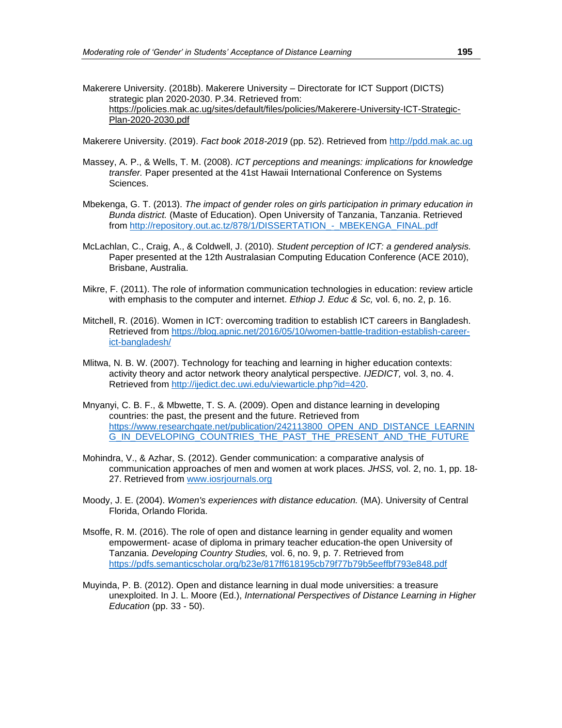Makerere University. (2018b). Makerere University – Directorate for ICT Support (DICTS) strategic plan 2020-2030. P.34. Retrieved from: https://policies.mak.ac.ug/sites/default/files/policies/Makerere-University-ICT-Strategic-Plan-2020-2030.pdf

Makerere University. (2019). *Fact book 2018-2019* (pp. 52). Retrieved from http://pdd.mak.ac.ug

Massey, A. P., & Wells, T. M. (2008). *ICT perceptions and meanings: implications for knowledge transfer.* Paper presented at the 41st Hawaii International Conference on Systems Sciences.

Mbekenga, G. T. (2013). *The impact of gender roles on girls participation in primary education in Bunda district.* (Maste of Education). Open University of Tanzania, Tanzania. Retrieved from http://repository.out.ac.tz/878/1/DISSERTATION_-_MBEKENGA_FINAL.pdf

McLachlan, C., Craig, A., & Coldwell, J. (2010). *Student perception of ICT: a gendered analysis.* Paper presented at the 12th Australasian Computing Education Conference (ACE 2010), Brisbane, Australia.

Mikre, F. (2011). The role of information communication technologies in education: review article with emphasis to the computer and internet. *Ethiop J. Educ & Sc,* vol. 6, no. 2, p. 16.

Mitchell, R. (2016). Women in ICT: overcoming tradition to establish ICT careers in Bangladesh. Retrieved from https://blog.apnic.net/2016/05/10/women-battle-tradition-establish-career-ict-bangladesh/

Mlitwa, N. B. W. (2007). Technology for teaching and learning in higher education contexts: activity theory and actor network theory analytical perspective. *IJEDICT,* vol. 3, no. 4. Retrieved from http://ijedict.dec.uwi.edu/viewarticle.php?id=420.

Mnyanyi, C. B. F., & Mbwette, T. S. A. (2009). Open and distance learning in developing countries: the past, the present and the future. Retrieved from https://www.researchgate.net/publication/242113800_OPEN_AND_DISTANCE_LEARNING_IN_DEVELOPING_COUNTRIES_THE_PAST_THE_PRESENT_AND_THE_FUTURE

Mohindra, V., & Azhar, S. (2012). Gender communication: a comparative analysis of communication approaches of men and women at work places. *JHSS,* vol. 2, no. 1, pp. 18-27. Retrieved from www.iosrjournals.org

Moody, J. E. (2004). *Women's experiences with distance education.* (MA). University of Central Florida, Orlando Florida.

Msoffe, R. M. (2016). The role of open and distance learning in gender equality and women empowerment- acase of diploma in primary teacher education-the open University of Tanzania. *Developing Country Studies,* vol. 6, no. 9, p. 7. Retrieved from https://pdfs.semanticscholar.org/b23e/817ff618195cb79f77b79b5eeffbf793e848.pdf

Muyinda, P. B. (2012). Open and distance learning in dual mode universities: a treasure unexploited. In J. L. Moore (Ed.), *International Perspectives of Distance Learning in Higher Education* (pp. 33 - 50).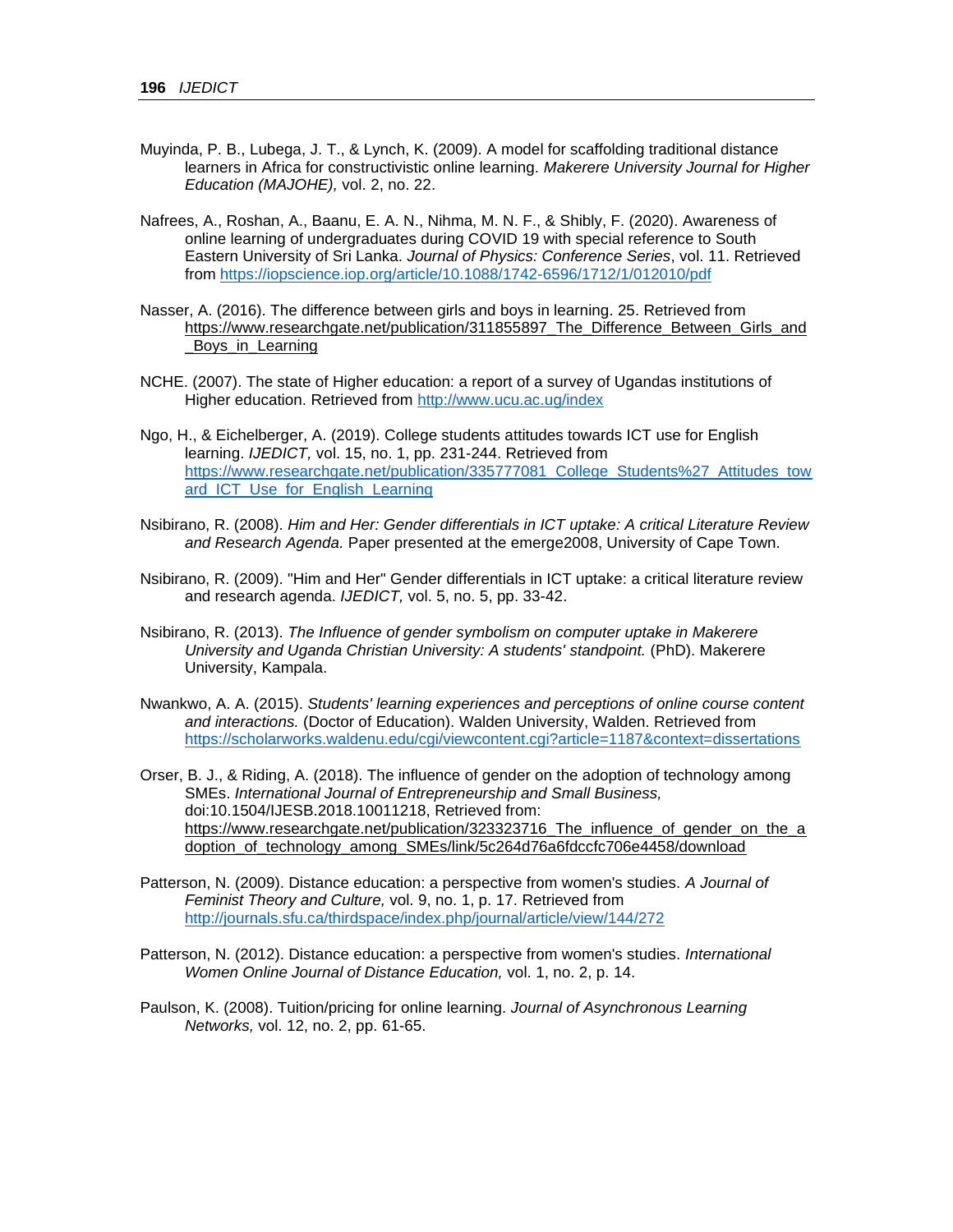Muyinda, P. B., Lubega, J. T., & Lynch, K. (2009). A model for scaffolding traditional distance learners in Africa for constructivistic online learning. *Makerere University Journal for Higher Education (MAJOHE),* vol. 2, no. 22.

Nafrees, A., Roshan, A., Baanu, E. A. N., Nihma, M. N. F., & Shibly, F. (2020). Awareness of online learning of undergraduates during COVID 19 with special reference to South Eastern University of Sri Lanka. *Journal of Physics: Conference Series*, vol. 11. Retrieved from https://iopscience.iop.org/article/10.1088/1742-6596/1712/1/012010/pdf

Nasser, A. (2016). The difference between girls and boys in learning. 25. Retrieved from https://www.researchgate.net/publication/311855897_The_Difference_Between_Girls_and_Boys_in_Learning

NCHE. (2007). The state of Higher education: a report of a survey of Ugandas institutions of Higher education. Retrieved from http://www.ucu.ac.ug/index

Ngo, H., & Eichelberger, A. (2019). College students attitudes towards ICT use for English learning. *IJEDICT,* vol. 15, no. 1, pp. 231-244. Retrieved from https://www.researchgate.net/publication/335777081_College_Students%27_Attitudes_toward_ICT_Use_for_English_Learning

Nsibirano, R. (2008). *Him and Her: Gender differentials in ICT uptake: A critical Literature Review and Research Agenda.* Paper presented at the emerge2008, University of Cape Town.

Nsibirano, R. (2009). "Him and Her" Gender differentials in ICT uptake: a critical literature review and research agenda. *IJEDICT,* vol. 5, no. 5, pp. 33-42.

Nsibirano, R. (2013). *The Influence of gender symbolism on computer uptake in Makerere University and Uganda Christian University: A students' standpoint.* (PhD). Makerere University, Kampala.

Nwankwo, A. A. (2015). *Students' learning experiences and perceptions of online course content and interactions.* (Doctor of Education). Walden University, Walden. Retrieved from https://scholarworks.waldenu.edu/cgi/viewcontent.cgi?article=1187&context=dissertations

Orser, B. J., & Riding, A. (2018). The influence of gender on the adoption of technology among SMEs. *International Journal of Entrepreneurship and Small Business,* doi:10.1504/IJESB.2018.10011218, Retrieved from: https://www.researchgate.net/publication/323323716_The_influence_of_gender_on_the_adoption_of_technology_among_SMEs/link/5c264d76a6fdccfc706e4458/download

Patterson, N. (2009). Distance education: a perspective from women's studies. *A Journal of Feminist Theory and Culture,* vol. 9, no. 1, p. 17. Retrieved from http://journals.sfu.ca/thirdspace/index.php/journal/article/view/144/272

Patterson, N. (2012). Distance education: a perspective from women's studies. *International Women Online Journal of Distance Education,* vol. 1, no. 2, p. 14.

Paulson, K. (2008). Tuition/pricing for online learning. *Journal of Asynchronous Learning Networks,* vol. 12, no. 2, pp. 61-65.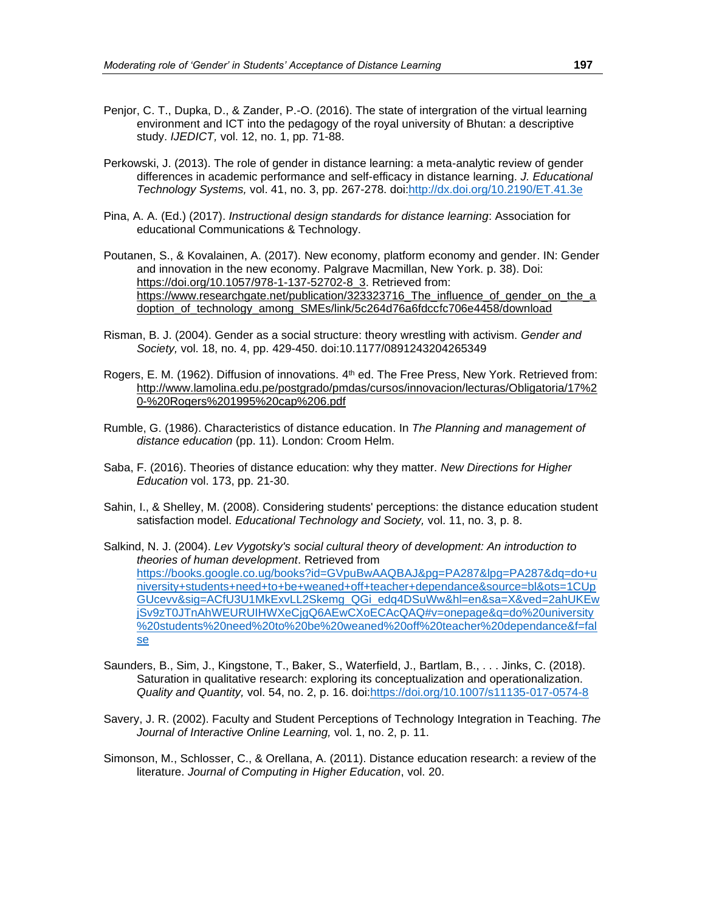Penjor, C. T., Dupka, D., & Zander, P.-O. (2016). The state of intergration of the virtual learning environment and ICT into the pedagogy of the royal university of Bhutan: a descriptive study. *IJEDICT,* vol. 12, no. 1, pp. 71-88.

Perkowski, J. (2013). The role of gender in distance learning: a meta-analytic review of gender differences in academic performance and self-efficacy in distance learning. *J. Educational Technology Systems,* vol. 41, no. 3, pp. 267-278. doi:http://dx.doi.org/10.2190/ET.41.3e

Pina, A. A. (Ed.) (2017). *Instructional design standards for distance learning*: Association for educational Communications & Technology.

Poutanen, S., & Kovalainen, A. (2017). New economy, platform economy and gender. IN: Gender and innovation in the new economy. Palgrave Macmillan, New York. p. 38). Doi: https://doi.org/10.1057/978-1-137-52702-8_3. Retrieved from: https://www.researchgate.net/publication/323323716_The_influence_of_gender_on_the_adoption_of_technology_among_SMEs/link/5c264d76a6fdccfc706e4458/download

Risman, B. J. (2004). Gender as a social structure: theory wrestling with activism. *Gender and Society,* vol. 18, no. 4, pp. 429-450. doi:10.1177/0891243204265349

Rogers, E. M. (1962). Diffusion of innovations. 4th ed. The Free Press, New York. Retrieved from: http://www.lamolina.edu.pe/postgrado/pmdas/cursos/innovacion/lecturas/Obligatoria/17%20-%20Rogers%201995%20cap%206.pdf

Rumble, G. (1986). Characteristics of distance education. In *The Planning and management of distance education* (pp. 11). London: Croom Helm.

Saba, F. (2016). Theories of distance education: why they matter. *New Directions for Higher Education* vol. 173, pp. 21-30.

Sahin, I., & Shelley, M. (2008). Considering students' perceptions: the distance education student satisfaction model. *Educational Technology and Society,* vol. 11, no. 3, p. 8.

Salkind, N. J. (2004). *Lev Vygotsky's social cultural theory of development: An introduction to theories of human development*. Retrieved from https://books.google.co.ug/books?id=GVpuBwAAQBAJ&pg=PA287&lpg=PA287&dq=do+university+students+need+to+be+weaned+off+teacher+dependance&source=bl&ots=1CUpGUcevv&sig=ACfU3U1MkExvLL2Skemg_QGi_edq4DSuWw&hl=en&sa=X&ved=2ahUKEwjSv9zT0JTnAhWEURUIHWXeCjgQ6AEwCXoECAcQAQ#v=onepage&q=do%20university%20students%20need%20to%20be%20weaned%20off%20teacher%20dependance&f=false

Saunders, B., Sim, J., Kingstone, T., Baker, S., Waterfield, J., Bartlam, B., . . . Jinks, C. (2018). Saturation in qualitative research: exploring its conceptualization and operationalization. *Quality and Quantity,* vol. 54, no. 2, p. 16. doi:https://doi.org/10.1007/s11135-017-0574-8

Savery, J. R. (2002). Faculty and Student Perceptions of Technology Integration in Teaching. *The Journal of Interactive Online Learning,* vol. 1, no. 2, p. 11.

Simonson, M., Schlosser, C., & Orellana, A. (2011). Distance education research: a review of the literature. *Journal of Computing in Higher Education*, vol. 20.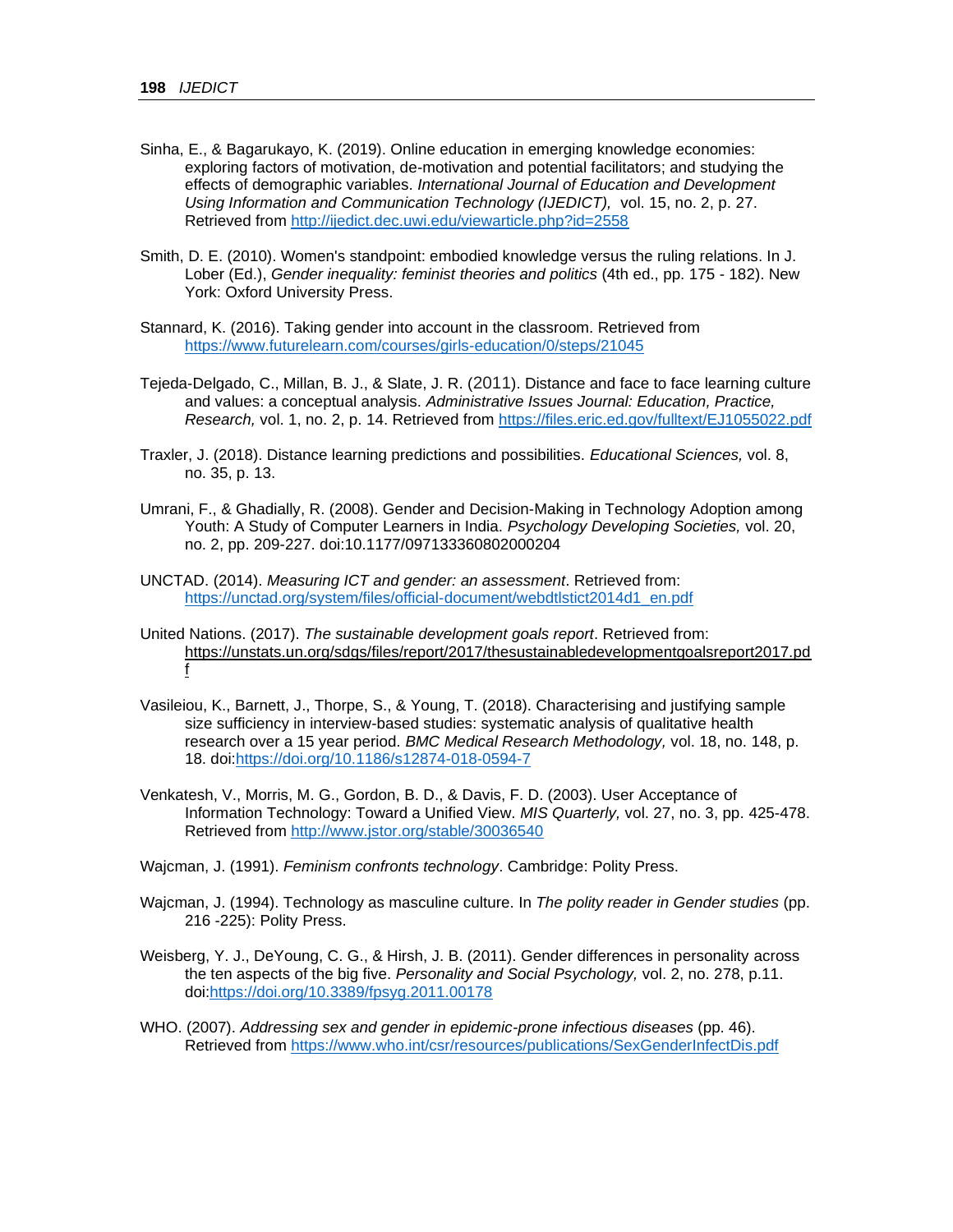Sinha, E., & Bagarukayo, K. (2019). Online education in emerging knowledge economies: exploring factors of motivation, de-motivation and potential facilitators; and studying the effects of demographic variables. *International Journal of Education and Development Using Information and Communication Technology (IJEDICT),* vol. 15, no. 2, p. 27. Retrieved from http://ijedict.dec.uwi.edu/viewarticle.php?id=2558

Smith, D. E. (2010). Women's standpoint: embodied knowledge versus the ruling relations. In J. Lober (Ed.), *Gender inequality: feminist theories and politics* (4th ed., pp. 175 - 182). New York: Oxford University Press.

Stannard, K. (2016). Taking gender into account in the classroom. Retrieved from https://www.futurelearn.com/courses/girls-education/0/steps/21045

Tejeda-Delgado, C., Millan, B. J., & Slate, J. R. (2011). Distance and face to face learning culture and values: a conceptual analysis. *Administrative Issues Journal: Education, Practice, Research,* vol. 1, no. 2, p. 14. Retrieved from https://files.eric.ed.gov/fulltext/EJ1055022.pdf

Traxler, J. (2018). Distance learning predictions and possibilities. *Educational Sciences,* vol. 8, no. 35, p. 13.

Umrani, F., & Ghadially, R. (2008). Gender and Decision-Making in Technology Adoption among Youth: A Study of Computer Learners in India. *Psychology Developing Societies,* vol. 20, no. 2, pp. 209-227. doi:10.1177/097133360802000204

UNCTAD. (2014). *Measuring ICT and gender: an assessment*. Retrieved from: https://unctad.org/system/files/official-document/webdtlstict2014d1_en.pdf

United Nations. (2017). *The sustainable development goals report*. Retrieved from: https://unstats.un.org/sdgs/files/report/2017/thesustainabledevelopmentgoalsreport2017.pdf

Vasileiou, K., Barnett, J., Thorpe, S., & Young, T. (2018). Characterising and justifying sample size sufficiency in interview-based studies: systematic analysis of qualitative health research over a 15 year period. *BMC Medical Research Methodology,* vol. 18, no. 148, p. 18. doi:https://doi.org/10.1186/s12874-018-0594-7

Venkatesh, V., Morris, M. G., Gordon, B. D., & Davis, F. D. (2003). User Acceptance of Information Technology: Toward a Unified View. *MIS Quarterly,* vol. 27, no. 3, pp. 425-478. Retrieved from http://www.jstor.org/stable/30036540

Wajcman, J. (1991). *Feminism confronts technology*. Cambridge: Polity Press.

Wajcman, J. (1994). Technology as masculine culture. In *The polity reader in Gender studies* (pp. 216 -225): Polity Press.

Weisberg, Y. J., DeYoung, C. G., & Hirsh, J. B. (2011). Gender differences in personality across the ten aspects of the big five. *Personality and Social Psychology,* vol. 2, no. 278, p.11. doi:https://doi.org/10.3389/fpsyg.2011.00178

WHO. (2007). *Addressing sex and gender in epidemic-prone infectious diseases* (pp. 46). Retrieved from https://www.who.int/csr/resources/publications/SexGenderInfectDis.pdf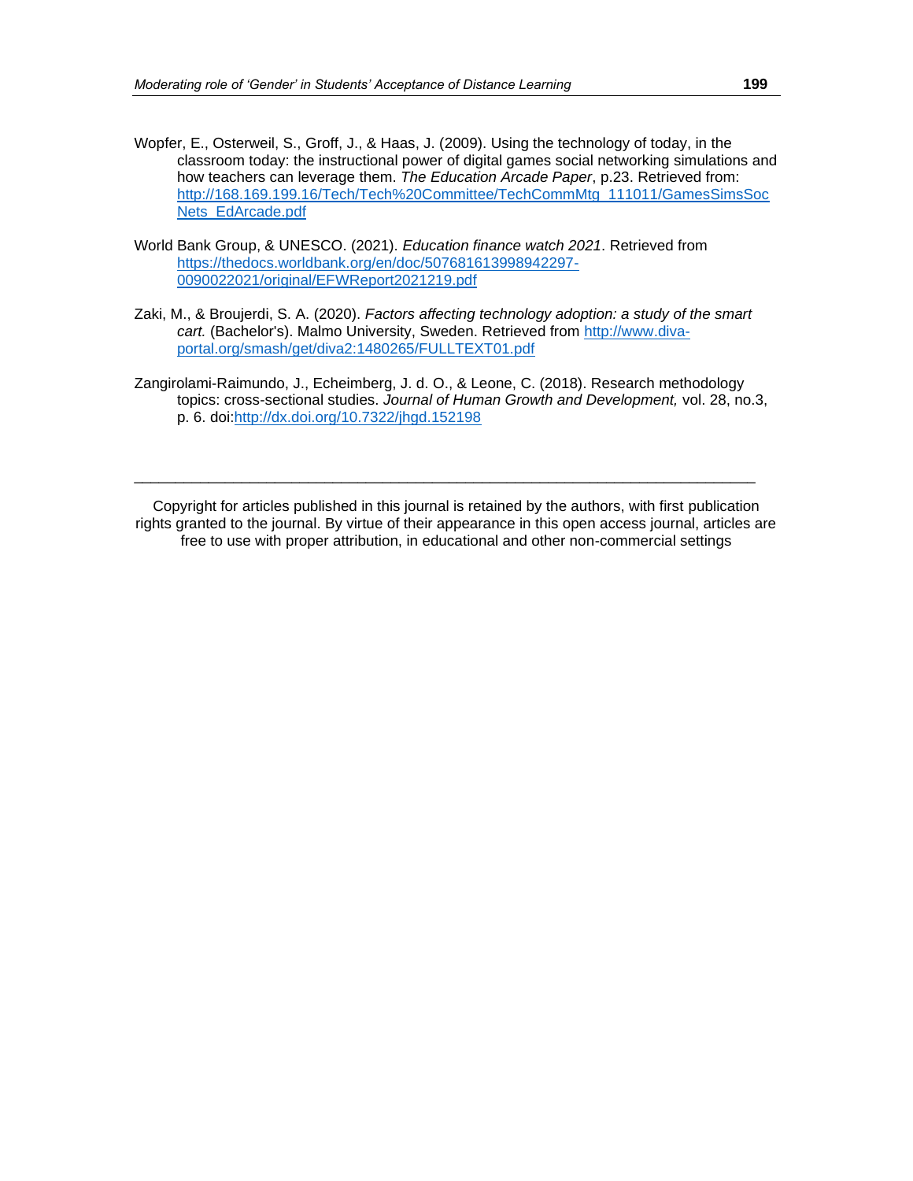Wopfer, E., Osterweil, S., Groff, J., & Haas, J. (2009). Using the technology of today, in the classroom today: the instructional power of digital games social networking simulations and how teachers can leverage them. *The Education Arcade Paper*, p.23. Retrieved from: http://168.169.199.16/Tech/Tech%20Committee/TechCommMtg_111011/GamesSimsSocNets_EdArcade.pdf

World Bank Group, & UNESCO. (2021). *Education finance watch 2021*. Retrieved from https://thedocs.worldbank.org/en/doc/507681613998942297-0090022021/original/EFWReport2021219.pdf

Zaki, M., & Broujerdi, S. A. (2020). *Factors affecting technology adoption: a study of the smart cart.* (Bachelor's). Malmo University, Sweden. Retrieved from http://www.diva-portal.org/smash/get/diva2:1480265/FULLTEXT01.pdf

Zangirolami-Raimundo, J., Echeimberg, J. d. O., & Leone, C. (2018). Research methodology topics: cross-sectional studies. *Journal of Human Growth and Development,* vol. 28, no.3, p. 6. doi:http://dx.doi.org/10.7322/jhgd.152198

---

Copyright for articles published in this journal is retained by the authors, with first publication rights granted to the journal. By virtue of their appearance in this open access journal, articles are free to use with proper attribution, in educational and other non-commercial settings